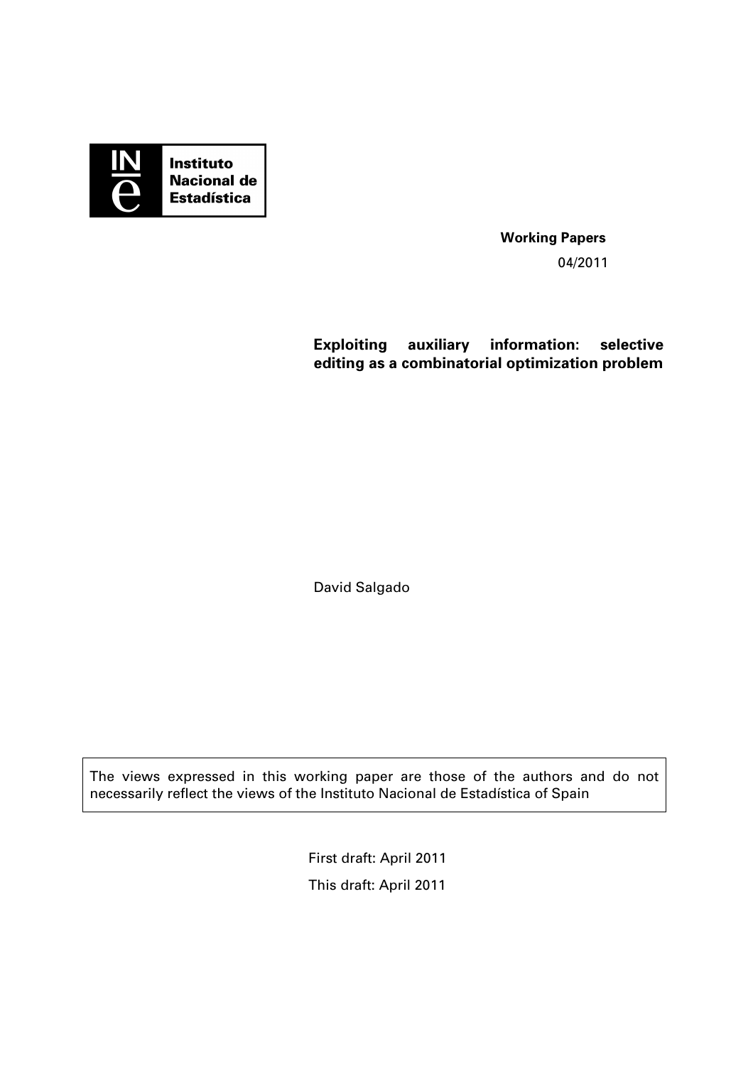Instituto Nacional de Estadística

**Working Papers**

04/2011

# Exploiting auxiliary information: selective editing as a combinatorial optimization problem

David Salgado

The views expressed in this working paper are those of the authors and do not necessarily reflect the views of the Instituto Nacional de Estadística of Spain

First draft: April 2011

This draft: April 2011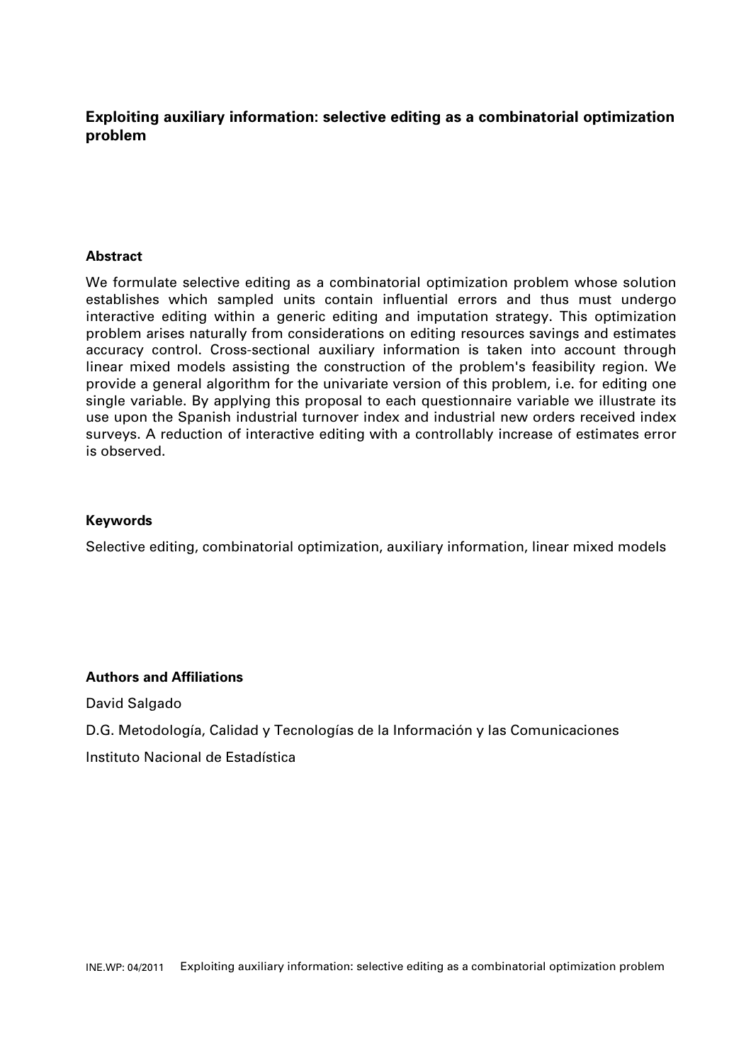**Exploiting auxiliary information: selective editing as a combinatorial optimization problem**

**Abstract**

We formulate selective editing as a combinatorial optimization problem whose solution establishes which sampled units contain influential errors and thus must undergo interactive editing within a generic editing and imputation strategy. This optimization problem arises naturally from considerations on editing resources savings and estimates accuracy control. Cross-sectional auxiliary information is taken into account through linear mixed models assisting the construction of the problem's feasibility region. We provide a general algorithm for the univariate version of this problem, i.e. for editing one single variable. By applying this proposal to each questionnaire variable we illustrate its use upon the Spanish industrial turnover index and industrial new orders received index surveys. A reduction of interactive editing with a controllably increase of estimates error is observed.

**Keywords**

Selective editing, combinatorial optimization, auxiliary information, linear mixed models

**Authors and Affiliations**

David Salgado

D.G. Metodología, Calidad y Tecnologías de la Información y las Comunicaciones

Instituto Nacional de Estadística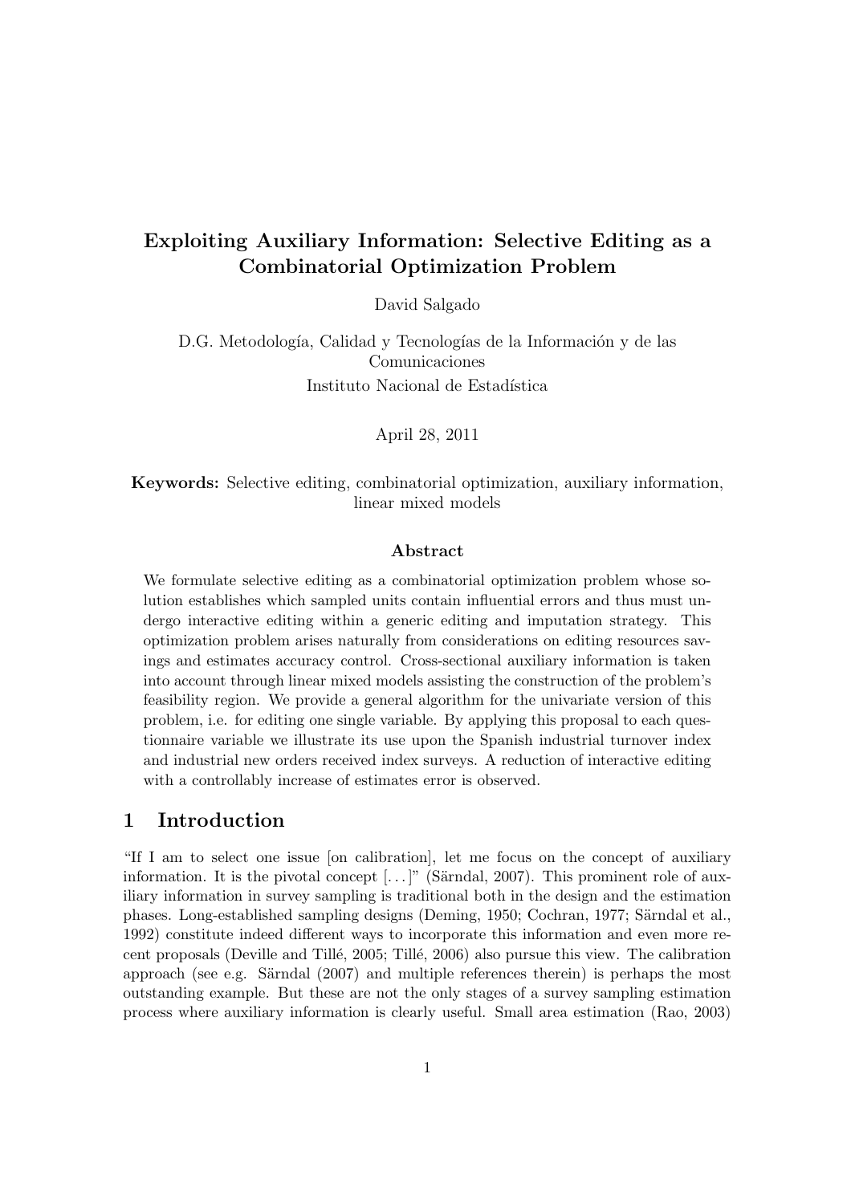# Exploiting Auxiliary Information: Selective Editing as a Combinatorial Optimization Problem

David Salgado

D.G. Metodología, Calidad y Tecnologías de la Información y de las Comunicaciones
Instituto Nacional de Estadística

April 28, 2011

**Keywords:** Selective editing, combinatorial optimization, auxiliary information, linear mixed models

### Abstract

We formulate selective editing as a combinatorial optimization problem whose solution establishes which sampled units contain influential errors and thus must undergo interactive editing within a generic editing and imputation strategy. This optimization problem arises naturally from considerations on editing resources savings and estimates accuracy control. Cross-sectional auxiliary information is taken into account through linear mixed models assisting the construction of the problem's feasibility region. We provide a general algorithm for the univariate version of this problem, i.e. for editing one single variable. By applying this proposal to each questionnaire variable we illustrate its use upon the Spanish industrial turnover index and industrial new orders received index surveys. A reduction of interactive editing with a controllably increase of estimates error is observed.

## 1 Introduction

"If I am to select one issue [on calibration], let me focus on the concept of auxiliary information. It is the pivotal concept [. . . ]" (Särndal, 2007). This prominent role of auxiliary information in survey sampling is traditional both in the design and the estimation phases. Long-established sampling designs (Deming, 1950; Cochran, 1977; Särndal et al., 1992) constitute indeed different ways to incorporate this information and even more recent proposals (Deville and Tillé, 2005; Tillé, 2006) also pursue this view. The calibration approach (see e.g. Särndal (2007) and multiple references therein) is perhaps the most outstanding example. But these are not the only stages of a survey sampling estimation process where auxiliary information is clearly useful. Small area estimation (Rao, 2003)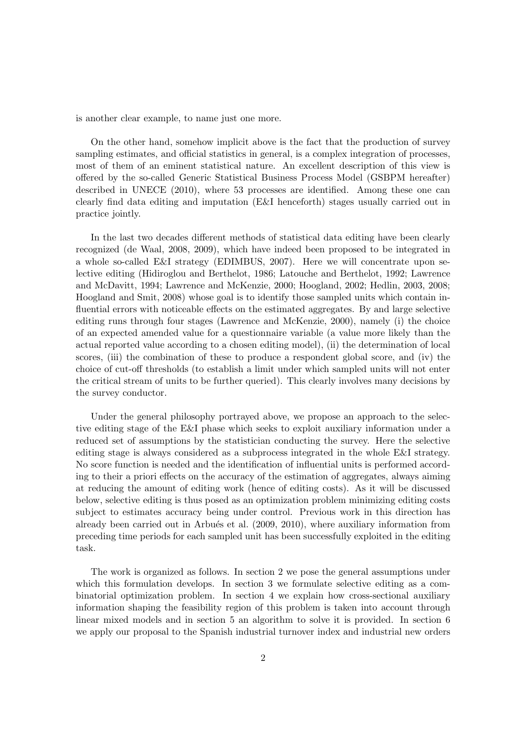is another clear example, to name just one more.

On the other hand, somehow implicit above is the fact that the production of survey sampling estimates, and official statistics in general, is a complex integration of processes, most of them of an eminent statistical nature. An excellent description of this view is offered by the so-called Generic Statistical Business Process Model (GSBPM hereafter) described in UNECE (2010), where 53 processes are identified. Among these one can clearly find data editing and imputation (E&I henceforth) stages usually carried out in practice jointly.

In the last two decades different methods of statistical data editing have been clearly recognized (de Waal, 2008, 2009), which have indeed been proposed to be integrated in a whole so-called E&I strategy (EDIMBUS, 2007). Here we will concentrate upon selective editing (Hidiroglou and Berthelot, 1986; Latouche and Berthelot, 1992; Lawrence and McDavitt, 1994; Lawrence and McKenzie, 2000; Hoogland, 2002; Hedlin, 2003, 2008; Hoogland and Smit, 2008) whose goal is to identify those sampled units which contain influential errors with noticeable effects on the estimated aggregates. By and large selective editing runs through four stages (Lawrence and McKenzie, 2000), namely (i) the choice of an expected amended value for a questionnaire variable (a value more likely than the actual reported value according to a chosen editing model), (ii) the determination of local scores, (iii) the combination of these to produce a respondent global score, and (iv) the choice of cut-off thresholds (to establish a limit under which sampled units will not enter the critical stream of units to be further queried). This clearly involves many decisions by the survey conductor.

Under the general philosophy portrayed above, we propose an approach to the selective editing stage of the E&I phase which seeks to exploit auxiliary information under a reduced set of assumptions by the statistician conducting the survey. Here the selective editing stage is always considered as a subprocess integrated in the whole E&I strategy. No score function is needed and the identification of influential units is performed according to their a priori effects on the accuracy of the estimation of aggregates, always aiming at reducing the amount of editing work (hence of editing costs). As it will be discussed below, selective editing is thus posed as an optimization problem minimizing editing costs subject to estimates accuracy being under control. Previous work in this direction has already been carried out in Arbués et al. (2009, 2010), where auxiliary information from preceding time periods for each sampled unit has been successfully exploited in the editing task.

The work is organized as follows. In section 2 we pose the general assumptions under which this formulation develops. In section 3 we formulate selective editing as a combinatorial optimization problem. In section 4 we explain how cross-sectional auxiliary information shaping the feasibility region of this problem is taken into account through linear mixed models and in section 5 an algorithm to solve it is provided. In section 6 we apply our proposal to the Spanish industrial turnover index and industrial new orders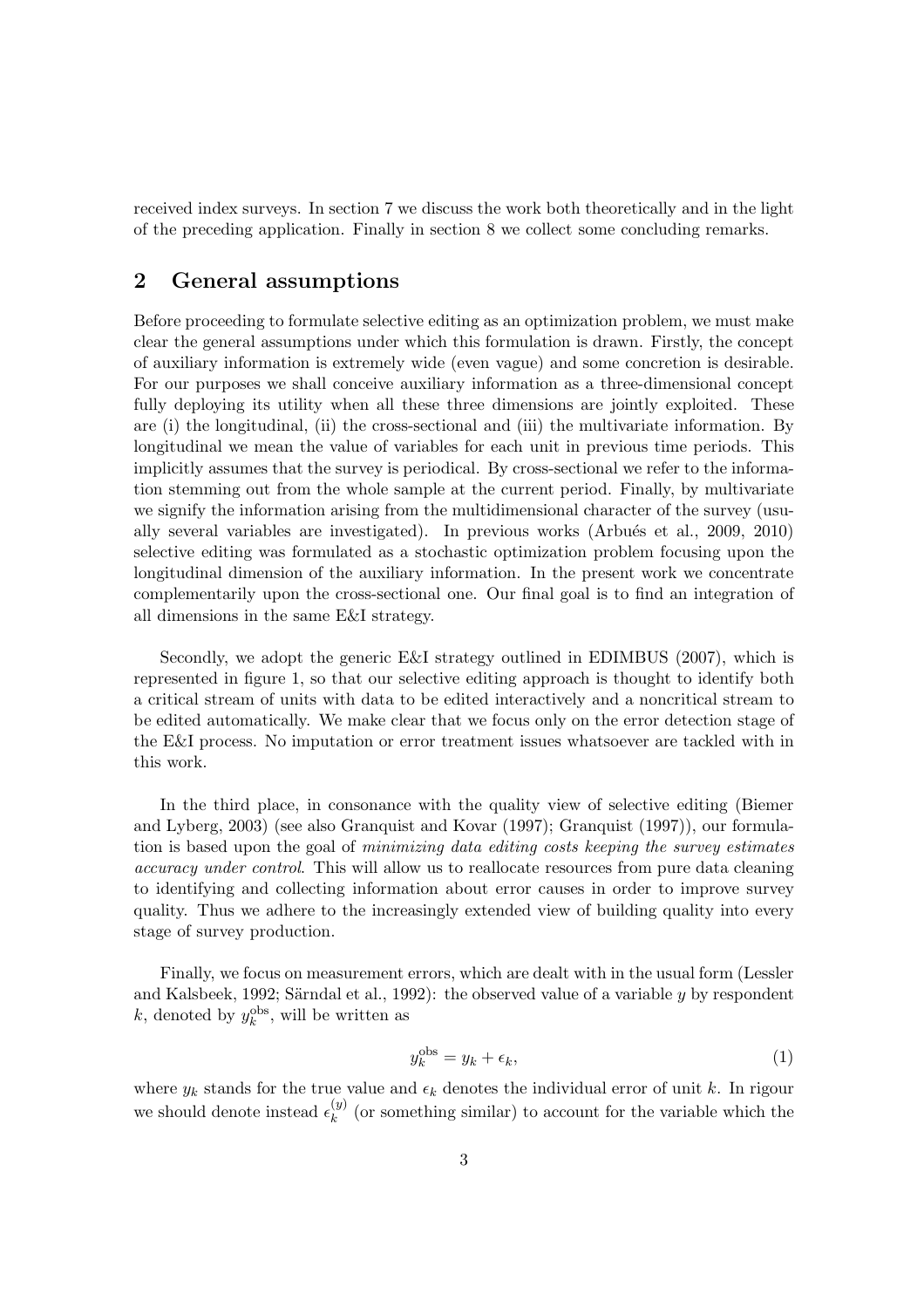received index surveys. In section 7 we discuss the work both theoretically and in the light of the preceding application. Finally in section 8 we collect some concluding remarks.

## 2 General assumptions

Before proceeding to formulate selective editing as an optimization problem, we must make clear the general assumptions under which this formulation is drawn. Firstly, the concept of auxiliary information is extremely wide (even vague) and some concretion is desirable. For our purposes we shall conceive auxiliary information as a three-dimensional concept fully deploying its utility when all these three dimensions are jointly exploited. These are (i) the longitudinal, (ii) the cross-sectional and (iii) the multivariate information. By longitudinal we mean the value of variables for each unit in previous time periods. This implicitly assumes that the survey is periodical. By cross-sectional we refer to the information stemming out from the whole sample at the current period. Finally, by multivariate we signify the information arising from the multidimensional character of the survey (usually several variables are investigated). In previous works (Arbués et al., 2009, 2010) selective editing was formulated as a stochastic optimization problem focusing upon the longitudinal dimension of the auxiliary information. In the present work we concentrate complementarily upon the cross-sectional one. Our final goal is to find an integration of all dimensions in the same E&I strategy.

Secondly, we adopt the generic E&I strategy outlined in EDIMBUS (2007), which is represented in figure 1, so that our selective editing approach is thought to identify both a critical stream of units with data to be edited interactively and a noncritical stream to be edited automatically. We make clear that we focus only on the error detection stage of the E&I process. No imputation or error treatment issues whatsoever are tackled with in this work.

In the third place, in consonance with the quality view of selective editing (Biemer and Lyberg, 2003) (see also Granquist and Kovar (1997); Granquist (1997)), our formulation is based upon the goal of *minimizing data editing costs keeping the survey estimates accuracy under control*. This will allow us to reallocate resources from pure data cleaning to identifying and collecting information about error causes in order to improve survey quality. Thus we adhere to the increasingly extended view of building quality into every stage of survey production.

Finally, we focus on measurement errors, which are dealt with in the usual form (Lessler and Kalsbeek, 1992; Särndal et al., 1992): the observed value of a variable $y$ by respondent $k$, denoted by $y_k^{\text{obs}}$, will be written as

$$y_k^{\text{obs}} = y_k + \epsilon_k, \tag{1}$$

where $y_k$ stands for the true value and $\epsilon_k$ denotes the individual error of unit $k$. In rigour we should denote instead $\epsilon_k^{(y)}$ (or something similar) to account for the variable which the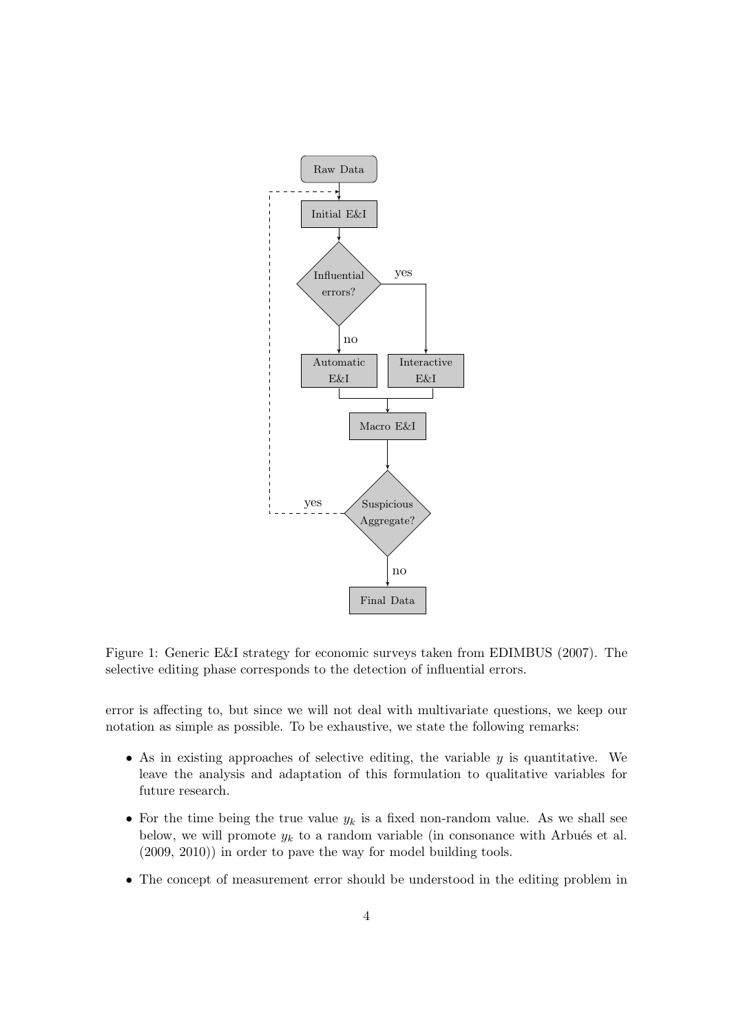Figure 1: Generic E&I strategy for economic surveys taken from EDIMBUS (2007). The selective editing phase corresponds to the detection of influential errors.

error is affecting to, but since we will not deal with multivariate questions, we keep our notation as simple as possible. To be exhaustive, we state the following remarks:

- As in existing approaches of selective editing, the variable $y$ is quantitative. We leave the analysis and adaptation of this formulation to qualitative variables for future research.
- For the time being the true value $y_k$ is a fixed non-random value. As we shall see below, we will promote $y_k$ to a random variable (in consonance with Arbués et al. (2009, 2010)) in order to pave the way for model building tools.
- The concept of measurement error should be understood in the editing problem in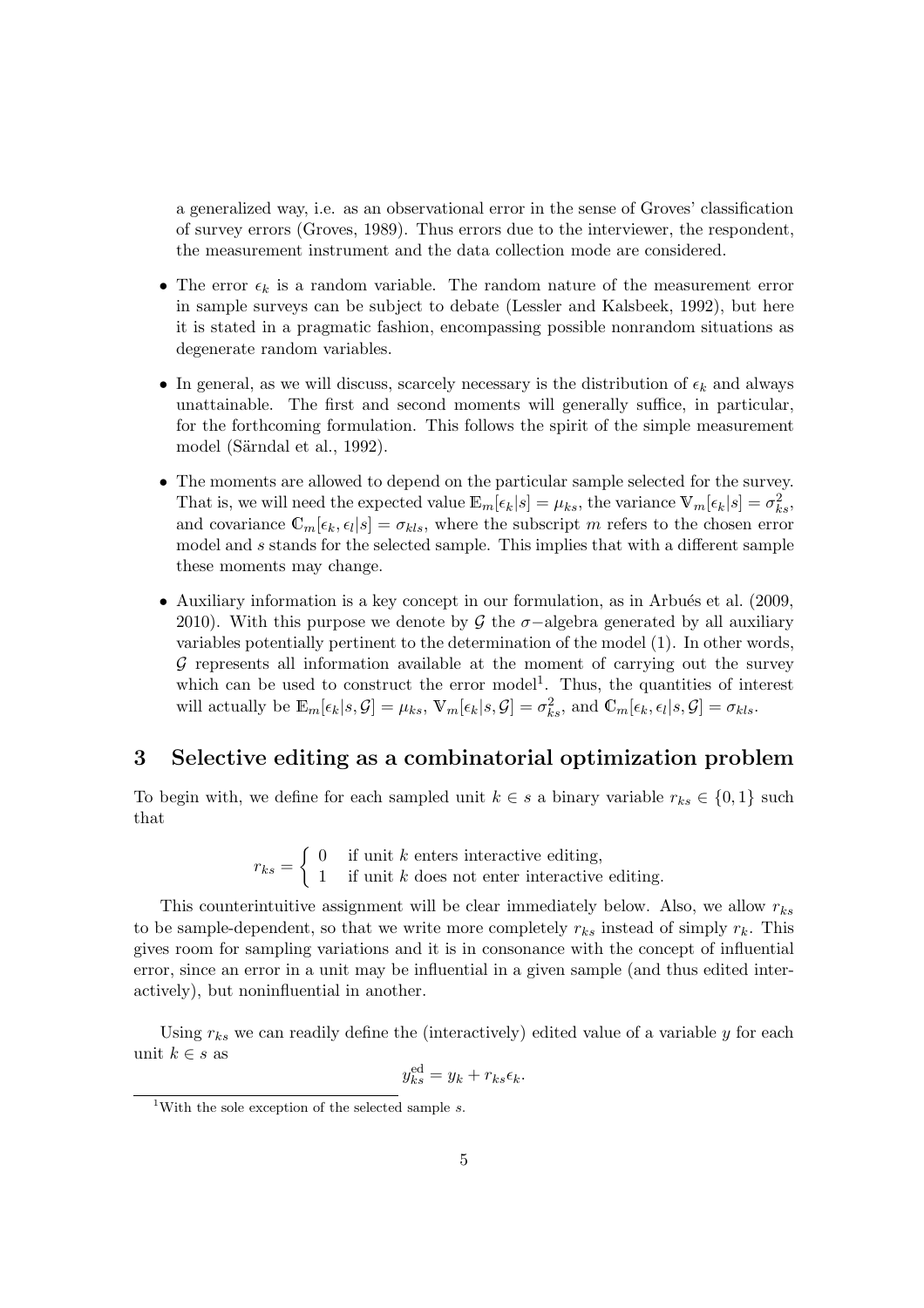a generalized way, i.e. as an observational error in the sense of Groves' classification of survey errors (Groves, 1989). Thus errors due to the interviewer, the respondent, the measurement instrument and the data collection mode are considered.

- The error $\epsilon_k$ is a random variable. The random nature of the measurement error in sample surveys can be subject to debate (Lessler and Kalsbeek, 1992), but here it is stated in a pragmatic fashion, encompassing possible nonrandom situations as degenerate random variables.
- In general, as we will discuss, scarcely necessary is the distribution of $\epsilon_k$ and always unattainable. The first and second moments will generally suffice, in particular, for the forthcoming formulation. This follows the spirit of the simple measurement model (Särndal et al., 1992).
- The moments are allowed to depend on the particular sample selected for the survey. That is, we will need the expected value $\mathbb{E}_m[\epsilon_k|s] = \mu_{ks}$, the variance $\mathbb{V}_m[\epsilon_k|s] = \sigma^2_{ks}$, and covariance $\mathbb{C}_m[\epsilon_k, \epsilon_l|s] = \sigma_{kls}$, where the subscript $m$ refers to the chosen error model and $s$ stands for the selected sample. This implies that with a different sample these moments may change.
- Auxiliary information is a key concept in our formulation, as in Arbués et al. (2009, 2010). With this purpose we denote by $\mathcal{G}$ the $\sigma-$algebra generated by all auxiliary variables potentially pertinent to the determination of the model (1). In other words, $\mathcal{G}$ represents all information available at the moment of carrying out the survey which can be used to construct the error model[1]. Thus, the quantities of interest will actually be $\mathbb{E}_m[\epsilon_k|s, \mathcal{G}] = \mu_{ks}$, $\mathbb{V}_m[\epsilon_k|s, \mathcal{G}] = \sigma^2_{ks}$, and $\mathbb{C}_m[\epsilon_k, \epsilon_l|s, \mathcal{G}] = \sigma_{kls}$.

## 3 Selective editing as a combinatorial optimization problem

To begin with, we define for each sampled unit $k \in s$ a binary variable $r_{ks} \in \{0, 1\}$ such that

$$r_{ks} = \begin{cases} 0 & \text{if unit } k \text{ enters interactive editing,} \\ 1 & \text{if unit } k \text{ does not enter interactive editing.} \end{cases}$$

This counterintuitive assignment will be clear immediately below. Also, we allow $r_{ks}$ to be sample-dependent, so that we write more completely $r_{ks}$ instead of simply $r_k$. This gives room for sampling variations and it is in consonance with the concept of influential error, since an error in a unit may be influential in a given sample (and thus edited interactively), but noninfluential in another.

Using $r_{ks}$ we can readily define the (interactively) edited value of a variable $y$ for each unit $k \in s$ as

$$y^{\text{ed}}_{ks} = y_k + r_{ks}\epsilon_k.$$

[1] With the sole exception of the selected sample $s$.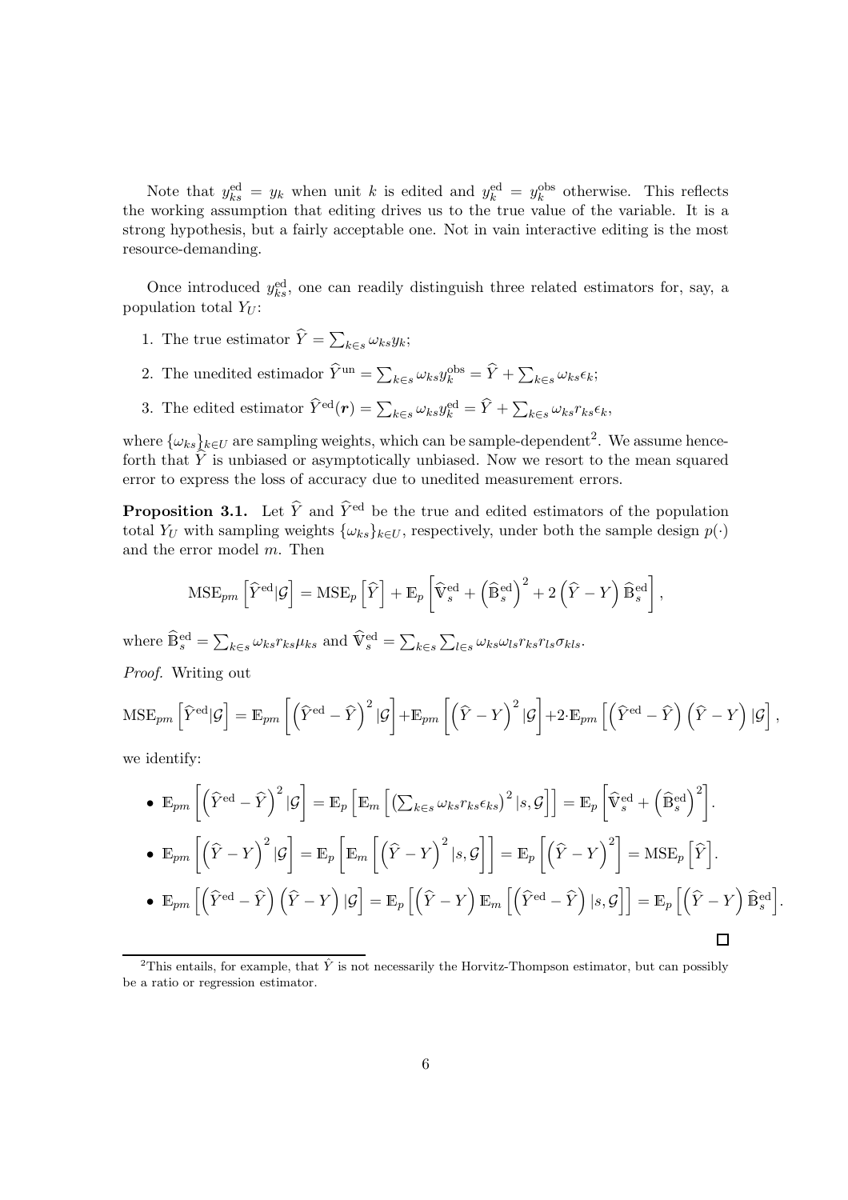Note that $y_{ks}^{\mathrm{ed}} = y_k$ when unit $k$ is edited and $y_k^{\mathrm{ed}} = y_k^{\mathrm{obs}}$ otherwise. This reflects the working assumption that editing drives us to the true value of the variable. It is a strong hypothesis, but a fairly acceptable one. Not in vain interactive editing is the most resource-demanding.

Once introduced $y_{ks}^{\mathrm{ed}}$, one can readily distinguish three related estimators for, say, a population total $Y_U$:

1. The true estimator $\widehat{Y} = \sum_{k \in s} \omega_{ks} y_k$;
2. The unedited estimador $\widehat{Y}^{\mathrm{un}} = \sum_{k \in s} \omega_{ks} y_k^{\mathrm{obs}} = \widehat{Y} + \sum_{k \in s} \omega_{ks} \epsilon_k$;
3. The edited estimator $\widehat{Y}^{\mathrm{ed}}(\boldsymbol{r}) = \sum_{k \in s} \omega_{ks} y_k^{\mathrm{ed}} = \widehat{Y} + \sum_{k \in s} \omega_{ks} r_{ks} \epsilon_k$,

where $\{\omega_{ks}\}_{k \in U}$ are sampling weights, which can be sample-dependent[2]. We assume henceforth that $\widehat{Y}$ is unbiased or asymptotically unbiased. Now we resort to the mean squared error to express the loss of accuracy due to unedited measurement errors.

**Proposition 3.1.** Let $\widehat{Y}$ and $\widehat{Y}^{\mathrm{ed}}$ be the true and edited estimators of the population total $Y_U$ with sampling weights $\{\omega_{ks}\}_{k \in U}$, respectively, under both the sample design $p(\cdot)$ and the error model $m$. Then

$$\mathrm{MSE}_{pm}\left[\widehat{Y}^{\mathrm{ed}} | \mathcal{G}\right] = \mathrm{MSE}_p\left[\widehat{Y}\right] + \mathbb{E}_p\left[\widehat{\mathbb{V}}_s^{\mathrm{ed}} + \left(\widehat{\mathbb{B}}_s^{\mathrm{ed}}\right)^2 + 2\left(\widehat{Y} - Y\right)\widehat{\mathbb{B}}_s^{\mathrm{ed}}\right],$$

where $\widehat{\mathbb{B}}_s^{\mathrm{ed}} = \sum_{k \in s} \omega_{ks} r_{ks} \mu_{ks}$ and $\widehat{\mathbb{V}}_s^{\mathrm{ed}} = \sum_{k \in s} \sum_{l \in s} \omega_{ks} \omega_{ls} r_{ks} r_{ls} \sigma_{kls}$.

*Proof.* Writing out

$$\mathrm{MSE}_{pm}\left[\widehat{Y}^{\mathrm{ed}} | \mathcal{G}\right] = \mathbb{E}_{pm}\left[\left(\widehat{Y}^{\mathrm{ed}} - \widehat{Y}\right)^2 | \mathcal{G}\right] + \mathbb{E}_{pm}\left[\left(\widehat{Y} - Y\right)^2 | \mathcal{G}\right] + 2 \cdot \mathbb{E}_{pm}\left[\left(\widehat{Y}^{\mathrm{ed}} - \widehat{Y}\right)\left(\widehat{Y} - Y\right) | \mathcal{G}\right],$$

we identify:

- $\mathbb{E}_{pm}\left[\left(\widehat{Y}^{\mathrm{ed}} - \widehat{Y}\right)^2 | \mathcal{G}\right] = \mathbb{E}_p\left[\mathbb{E}_m\left[\left(\sum_{k \in s} \omega_{ks} r_{ks} \epsilon_{ks}\right)^2 | s, \mathcal{G}\right]\right] = \mathbb{E}_p\left[\widehat{\mathbb{V}}_s^{\mathrm{ed}} + \left(\widehat{\mathbb{B}}_s^{\mathrm{ed}}\right)^2\right]$.
- $\mathbb{E}_{pm}\left[\left(\widehat{Y} - Y\right)^2 | \mathcal{G}\right] = \mathbb{E}_p\left[\mathbb{E}_m\left[\left(\widehat{Y} - Y\right)^2 | s, \mathcal{G}\right]\right] = \mathbb{E}_p\left[\left(\widehat{Y} - Y\right)^2\right] = \mathrm{MSE}_p\left[\widehat{Y}\right]$.
- $\mathbb{E}_{pm}\left[\left(\widehat{Y}^{\mathrm{ed}} - \widehat{Y}\right)\left(\widehat{Y} - Y\right) | \mathcal{G}\right] = \mathbb{E}_p\left[\left(\widehat{Y} - Y\right)\mathbb{E}_m\left[\left(\widehat{Y}^{\mathrm{ed}} - \widehat{Y}\right) | s, \mathcal{G}\right]\right] = \mathbb{E}_p\left[\left(\widehat{Y} - Y\right)\widehat{\mathbb{B}}_s^{\mathrm{ed}}\right]$.

□

[2] This entails, for example, that $\hat{Y}$ is not necessarily the Horvitz-Thompson estimator, but can possibly be a ratio or regression estimator.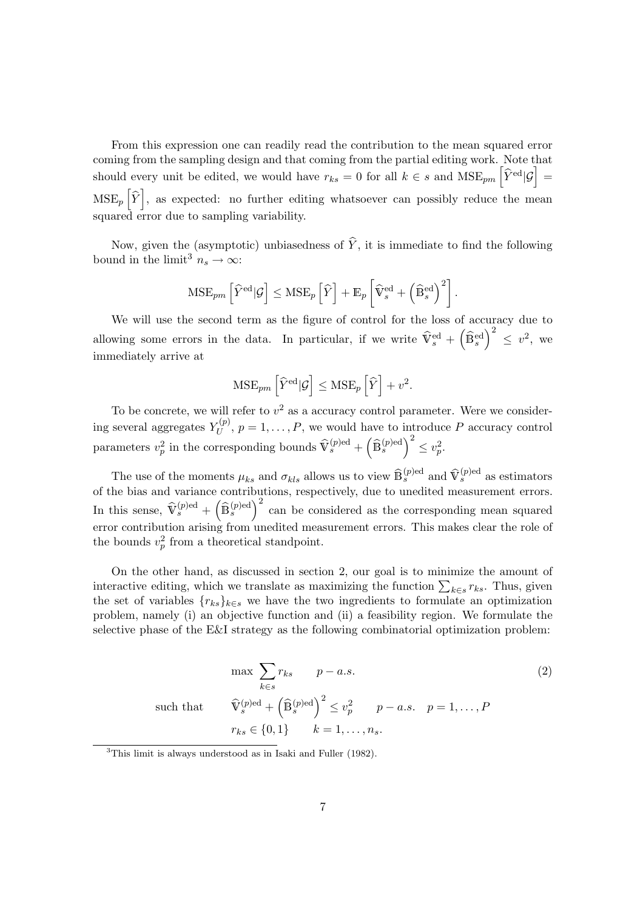From this expression one can readily read the contribution to the mean squared error coming from the sampling design and that coming from the partial editing work. Note that should every unit be edited, we would have $r_{ks} = 0$ for all $k \in s$ and $\text{MSE}_{pm}\left[\widehat{Y}^{\text{ed}}|\mathcal{G}\right] = \text{MSE}_{p}\left[\widehat{Y}\right]$, as expected: no further editing whatsoever can possibly reduce the mean squared error due to sampling variability.

Now, given the (asymptotic) unbiasedness of $\widehat{Y}$, it is immediate to find the following bound in the limit[3] $n_s \to \infty$:

$$\text{MSE}_{pm}\left[\widehat{Y}^{\text{ed}}|\mathcal{G}\right] \leq \text{MSE}_{p}\left[\widehat{Y}\right] + \mathbb{E}_p\left[\widehat{\mathbb{V}}_s^{\text{ed}} + \left(\widehat{\mathbb{B}}_s^{\text{ed}}\right)^2\right].$$

We will use the second term as the figure of control for the loss of accuracy due to allowing some errors in the data. In particular, if we write $\widehat{\mathbb{V}}_s^{\text{ed}} + \left(\widehat{\mathbb{B}}_s^{\text{ed}}\right)^2 \leq v^2$, we immediately arrive at

$$\text{MSE}_{pm}\left[\widehat{Y}^{\text{ed}}|\mathcal{G}\right] \leq \text{MSE}_{p}\left[\widehat{Y}\right] + v^2.$$

To be concrete, we will refer to $v^2$ as a accuracy control parameter. Were we considering several aggregates $Y_U^{(p)}$, $p = 1, \ldots, P$, we would have to introduce $P$ accuracy control parameters $v_p^2$ in the corresponding bounds $\widehat{\mathbb{V}}_s^{(p)\text{ed}} + \left(\widehat{\mathbb{B}}_s^{(p)\text{ed}}\right)^2 \leq v_p^2$.

The use of the moments $\mu_{ks}$ and $\sigma_{kls}$ allows us to view $\widehat{\mathbb{B}}_s^{(p)\text{ed}}$ and $\widehat{\mathbb{V}}_s^{(p)\text{ed}}$ as estimators of the bias and variance contributions, respectively, due to unedited measurement errors. In this sense, $\widehat{\mathbb{V}}_s^{(p)\text{ed}} + \left(\widehat{\mathbb{B}}_s^{(p)\text{ed}}\right)^2$ can be considered as the corresponding mean squared error contribution arising from unedited measurement errors. This makes clear the role of the bounds $v_p^2$ from a theoretical standpoint.

On the other hand, as discussed in section 2, our goal is to minimize the amount of interactive editing, which we translate as maximizing the function $\sum_{k \in s} r_{ks}$. Thus, given the set of variables $\{r_{ks}\}_{k \in s}$ we have the two ingredients to formulate an optimization problem, namely (i) an objective function and (ii) a feasibility region. We formulate the selective phase of the E&I strategy as the following combinatorial optimization problem:

$$\begin{aligned}
&\max \sum_{k \in s} r_{ks} \qquad p-a.s. \\
\text{such that} \qquad &\widehat{\mathbb{V}}_s^{(p)\text{ed}} + \left(\widehat{\mathbb{B}}_s^{(p)\text{ed}}\right)^2 \leq v_p^2 \qquad p-a.s. \quad p = 1, \ldots, P \\
&r_{ks} \in \{0, 1\} \qquad k = 1, \ldots, n_s.
\end{aligned} \tag{2}$$

[3] This limit is always understood as in Isaki and Fuller (1982).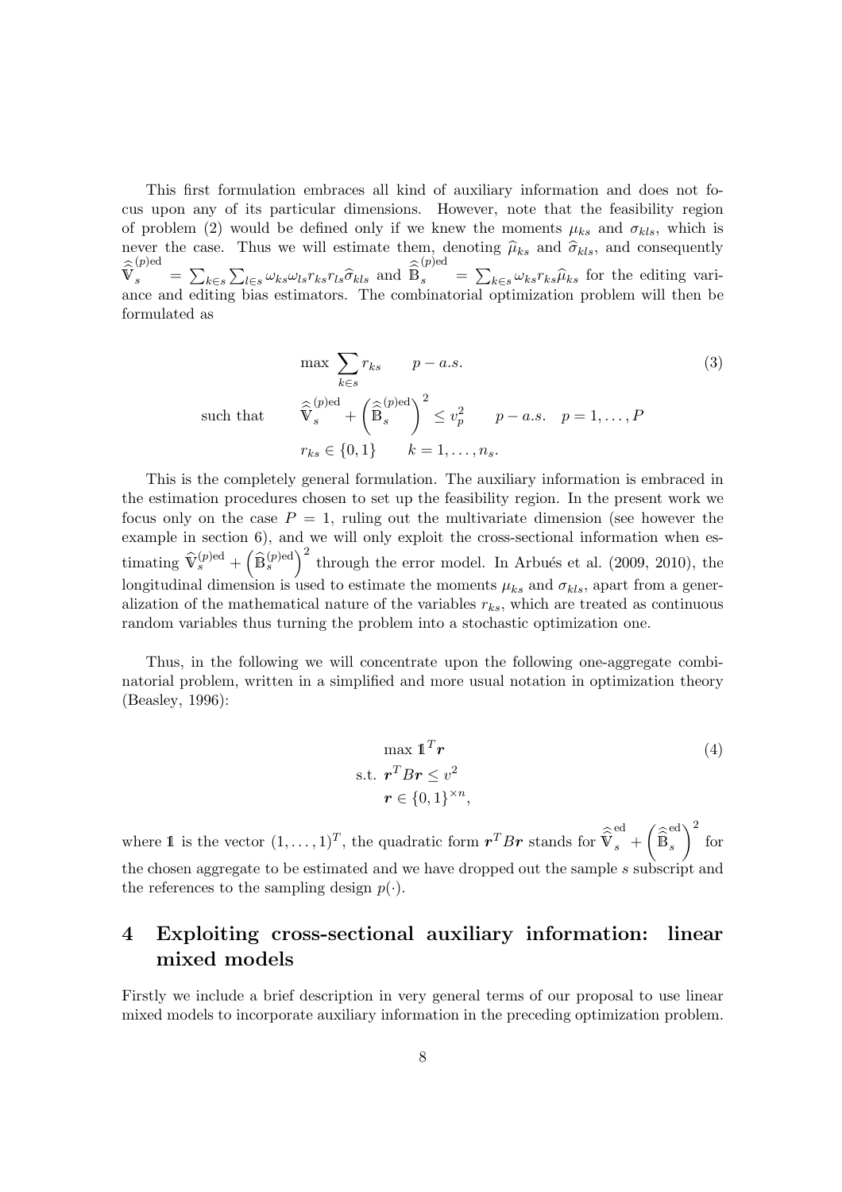This first formulation embraces all kind of auxiliary information and does not focus upon any of its particular dimensions. However, note that the feasibility region of problem (2) would be defined only if we knew the moments $\mu_{ks}$ and $\sigma_{kls}$, which is never the case. Thus we will estimate them, denoting $\widehat{\mu}_{ks}$ and $\widehat{\sigma}_{kls}$, and consequently $\widehat{\widehat{\mathbb{V}}}_s^{(p)\mathrm{ed}} = \sum_{k\in s}\sum_{l\in s}\omega_{ks}\omega_{ls}r_{ks}r_{ls}\widehat{\sigma}_{kls}$ and $\widehat{\widehat{\mathbb{B}}}_s^{(p)\mathrm{ed}} = \sum_{k\in s}\omega_{ks}r_{ks}\widehat{\mu}_{ks}$ for the editing variance and editing bias estimators. The combinatorial optimization problem will then be formulated as

$$
\begin{aligned}
& \max \sum_{k\in s} r_{ks} \qquad p-a.s. \\
\text{such that} \qquad & \widehat{\widehat{\mathbb{V}}}_s^{(p)\mathrm{ed}} + \left(\widehat{\widehat{\mathbb{B}}}_s^{(p)\mathrm{ed}}\right)^2 \leq v_p^2 \qquad p-a.s. \quad p=1,\dots,P \\
& r_{ks}\in\{0,1\} \qquad k=1,\dots,n_s.
\end{aligned}
\tag{3}
$$

This is the completely general formulation. The auxiliary information is embraced in the estimation procedures chosen to set up the feasibility region. In the present work we focus only on the case $P=1$, ruling out the multivariate dimension (see however the example in section 6), and we will only exploit the cross-sectional information when estimating $\widehat{\mathbb{V}}_s^{(p)\mathrm{ed}} + \left(\widehat{\mathbb{B}}_s^{(p)\mathrm{ed}}\right)^2$ through the error model. In Arbués et al. (2009, 2010), the longitudinal dimension is used to estimate the moments $\mu_{ks}$ and $\sigma_{kls}$, apart from a generalization of the mathematical nature of the variables $r_{ks}$, which are treated as continuous random variables thus turning the problem into a stochastic optimization one.

Thus, in the following we will concentrate upon the following one-aggregate combinatorial problem, written in a simplified and more usual notation in optimization theory (Beasley, 1996):

$$
\begin{aligned}
& \max \mathbb{1}^T\boldsymbol{r} \\
\text{s.t. } & \boldsymbol{r}^T B\boldsymbol{r} \leq v^2 \\
& \boldsymbol{r}\in\{0,1\}^{\times n},
\end{aligned}
\tag{4}
$$

where $\mathbb{1}$ is the vector $(1,\dots,1)^T$, the quadratic form $\boldsymbol{r}^T B\boldsymbol{r}$ stands for $\widehat{\widehat{\mathbb{V}}}_s^{\mathrm{ed}} + \left(\widehat{\widehat{\mathbb{B}}}_s^{\mathrm{ed}}\right)^2$ for the chosen aggregate to be estimated and we have dropped out the sample $s$ subscript and the references to the sampling design $p(\cdot)$.

# 4 Exploiting cross-sectional auxiliary information: linear mixed models

Firstly we include a brief description in very general terms of our proposal to use linear mixed models to incorporate auxiliary information in the preceding optimization problem.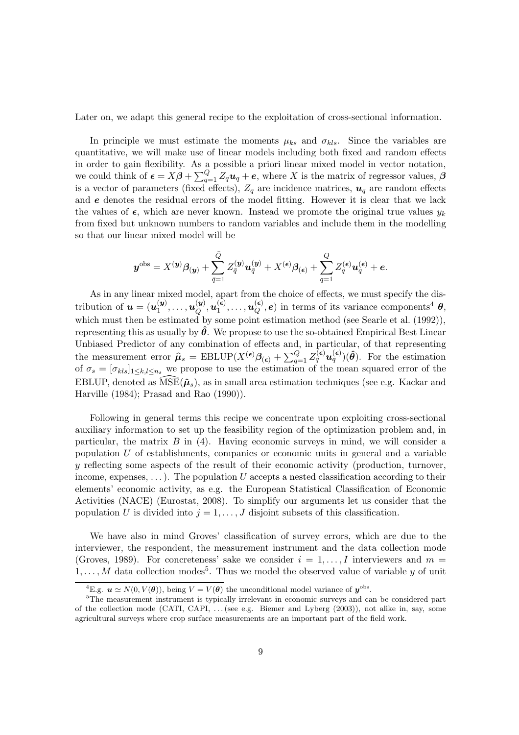Later on, we adapt this general recipe to the exploitation of cross-sectional information.

In principle we must estimate the moments $\mu_{ks}$ and $\sigma_{kls}$. Since the variables are quantitative, we will make use of linear models including both fixed and random effects in order to gain flexibility. As a possible a priori linear mixed model in vector notation, we could think of $\boldsymbol{\epsilon} = X\boldsymbol{\beta} + \sum_{q=1}^{Q} Z_q \boldsymbol{u}_q + \boldsymbol{e}$, where $X$ is the matrix of regressor values, $\boldsymbol{\beta}$ is a vector of parameters (fixed effects), $Z_q$ are incidence matrices, $\boldsymbol{u}_q$ are random effects and $\boldsymbol{e}$ denotes the residual errors of the model fitting. However it is clear that we lack the values of $\boldsymbol{\epsilon}$, which are never known. Instead we promote the original true values $y_k$ from fixed but unknown numbers to random variables and include them in the modelling so that our linear mixed model will be

$$\boldsymbol{y}^{\text{obs}} = X^{(\boldsymbol{y})}\boldsymbol{\beta}_{(\boldsymbol{y})} + \sum_{\bar{q}=1}^{\bar{Q}} Z_{\bar{q}}^{(\boldsymbol{y})}\boldsymbol{u}_{\bar{q}}^{(\boldsymbol{y})} + X^{(\boldsymbol{\epsilon})}\boldsymbol{\beta}_{(\boldsymbol{\epsilon})} + \sum_{q=1}^{Q} Z_q^{(\boldsymbol{\epsilon})}\boldsymbol{u}_q^{(\boldsymbol{\epsilon})} + \boldsymbol{e}.$$

As in any linear mixed model, apart from the choice of effects, we must specify the distribution of $\boldsymbol{u} = (\boldsymbol{u}_1^{(\boldsymbol{y})}, \dots, \boldsymbol{u}_{\bar{Q}}^{(\boldsymbol{y})}, \boldsymbol{u}_1^{(\boldsymbol{\epsilon})}, \dots, \boldsymbol{u}_Q^{(\boldsymbol{\epsilon})}, \boldsymbol{e})$ in terms of its variance components[4] $\boldsymbol{\theta}$, which must then be estimated by some point estimation method (see Searle et al. (1992)), representing this as usually by $\hat{\boldsymbol{\theta}}$. We propose to use the so-obtained Empirical Best Linear Unbiased Predictor of any combination of effects and, in particular, of that representing the measurement error $\hat{\boldsymbol{\mu}}_s = \text{EBLUP}(X^{(\boldsymbol{\epsilon})}\boldsymbol{\beta}_{(\boldsymbol{\epsilon})} + \sum_{q=1}^{Q} Z_q^{(\boldsymbol{\epsilon})}\boldsymbol{u}_q^{(\boldsymbol{\epsilon})})(\hat{\boldsymbol{\theta}})$. For the estimation of $\sigma_s = [\sigma_{kls}]_{1\leq k,l\leq n_s}$ we propose to use the estimation of the mean squared error of the EBLUP, denoted as $\widehat{\text{MSE}}(\hat{\boldsymbol{\mu}}_s)$, as in small area estimation techniques (see e.g. Kackar and Harville (1984); Prasad and Rao (1990)).

Following in general terms this recipe we concentrate upon exploiting cross-sectional auxiliary information to set up the feasibility region of the optimization problem and, in particular, the matrix $B$ in (4). Having economic surveys in mind, we will consider a population $U$ of establishments, companies or economic units in general and a variable $y$ reflecting some aspects of the result of their economic activity (production, turnover, income, expenses, ...). The population $U$ accepts a nested classification according to their elements' economic activity, as e.g. the European Statistical Classification of Economic Activities (NACE) (Eurostat, 2008). To simplify our arguments let us consider that the population $U$ is divided into $j = 1, \dots, J$ disjoint subsets of this classification.

We have also in mind Groves' classification of survey errors, which are due to the interviewer, the respondent, the measurement instrument and the data collection mode (Groves, 1989). For concreteness' sake we consider $i = 1, \dots, I$ interviewers and $m = 1, \dots, M$ data collection modes[5]. Thus we model the observed value of variable $y$ of unit

[4] E.g. $\boldsymbol{u} \simeq N(0, V(\boldsymbol{\theta}))$, being $V = V(\boldsymbol{\theta})$ the unconditional model variance of $\boldsymbol{y}^{\text{obs}}$.

[5] The measurement instrument is typically irrelevant in economic surveys and can be considered part of the collection mode (CATI, CAPI, ... (see e.g. Biemer and Lyberg (2003)), not alike in, say, some agricultural surveys where crop surface measurements are an important part of the field work.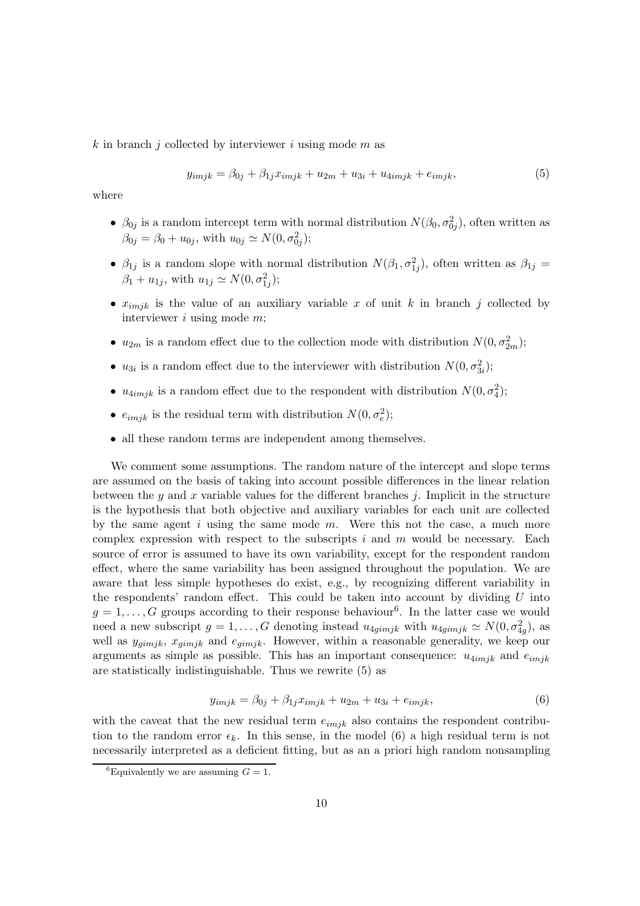$k$ in branch $j$ collected by interviewer $i$ using mode $m$ as

$$y_{imjk} = \beta_{0j} + \beta_{1j} x_{imjk} + u_{2m} + u_{3i} + u_{4imjk} + e_{imjk}, \tag{5}$$

where

- $\beta_{0j}$ is a random intercept term with normal distribution $N(\beta_0, \sigma_{0j}^2)$, often written as $\beta_{0j} = \beta_0 + u_{0j}$, with $u_{0j} \simeq N(0, \sigma_{0j}^2)$;
- $\beta_{1j}$ is a random slope with normal distribution $N(\beta_1, \sigma_{1j}^2)$, often written as $\beta_{1j} = \beta_1 + u_{1j}$, with $u_{1j} \simeq N(0, \sigma_{1j}^2)$;
- $x_{imjk}$ is the value of an auxiliary variable $x$ of unit $k$ in branch $j$ collected by interviewer $i$ using mode $m$;
- $u_{2m}$ is a random effect due to the collection mode with distribution $N(0, \sigma_{2m}^2)$;
- $u_{3i}$ is a random effect due to the interviewer with distribution $N(0, \sigma_{3i}^2)$;
- $u_{4imjk}$ is a random effect due to the respondent with distribution $N(0, \sigma_4^2)$;
- $e_{imjk}$ is the residual term with distribution $N(0, \sigma_e^2)$;
- all these random terms are independent among themselves.

We comment some assumptions. The random nature of the intercept and slope terms are assumed on the basis of taking into account possible differences in the linear relation between the $y$ and $x$ variable values for the different branches $j$. Implicit in the structure is the hypothesis that both objective and auxiliary variables for each unit are collected by the same agent $i$ using the same mode $m$. Were this not the case, a much more complex expression with respect to the subscripts $i$ and $m$ would be necessary. Each source of error is assumed to have its own variability, except for the respondent random effect, where the same variability has been assigned throughout the population. We are aware that less simple hypotheses do exist, e.g., by recognizing different variability in the respondents' random effect. This could be taken into account by dividing $U$ into $g = 1, \ldots, G$ groups according to their response behaviour[6]. In the latter case we would need a new subscript $g = 1, \ldots, G$ denoting instead $u_{4gimjk}$ with $u_{4gimjk} \simeq N(0, \sigma_{4g}^2)$, as well as $y_{gimjk}$, $x_{gimjk}$ and $e_{gimjk}$. However, within a reasonable generality, we keep our arguments as simple as possible. This has an important consequence: $u_{4imjk}$ and $e_{imjk}$ are statistically indistinguishable. Thus we rewrite (5) as

$$y_{imjk} = \beta_{0j} + \beta_{1j} x_{imjk} + u_{2m} + u_{3i} + e_{imjk}, \tag{6}$$

with the caveat that the new residual term $e_{imjk}$ also contains the respondent contribution to the random error $\epsilon_k$. In this sense, in the model (6) a high residual term is not necessarily interpreted as a deficient fitting, but as an a priori high random nonsampling

[6] Equivalently we are assuming $G = 1$.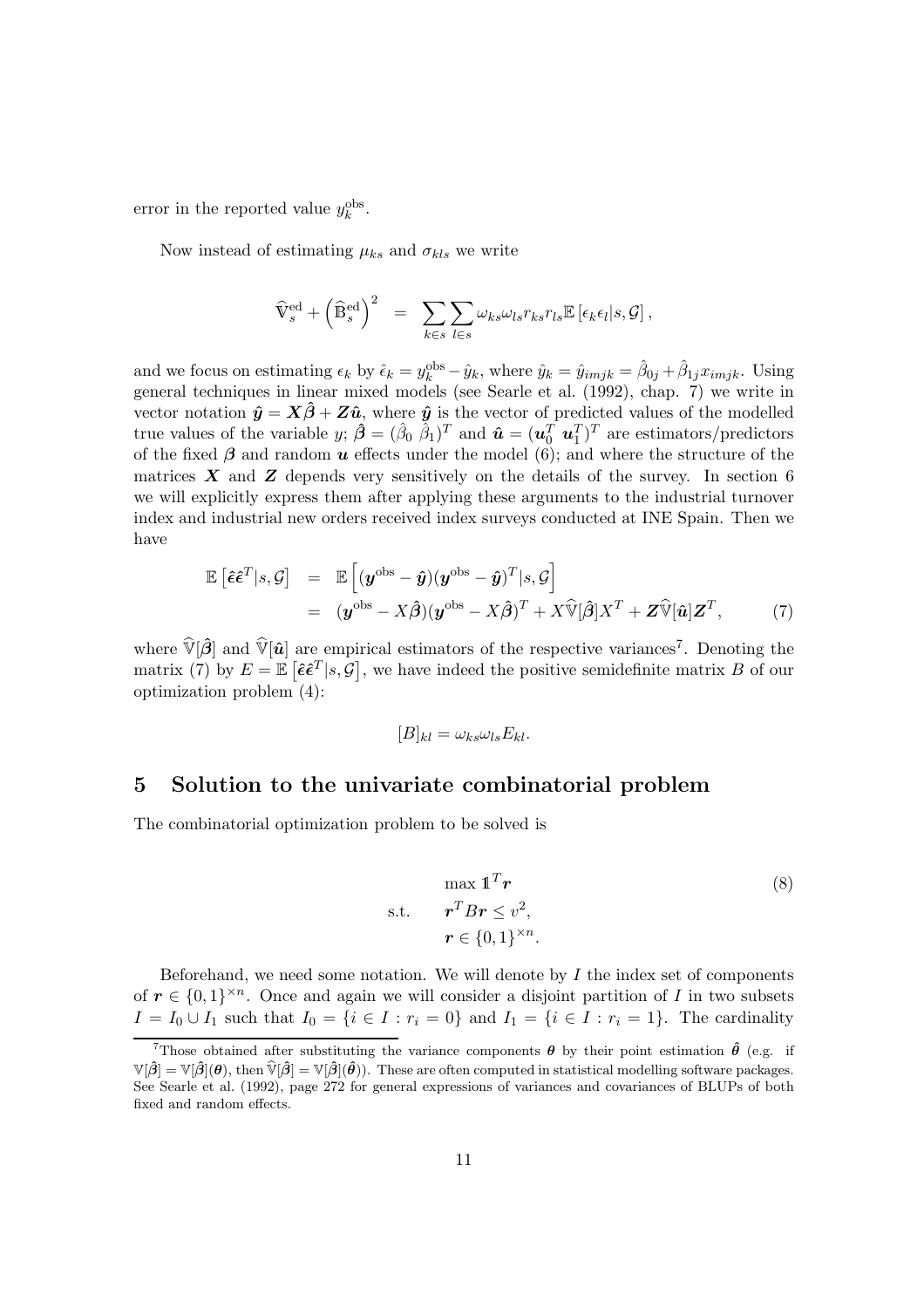error in the reported value $y_k^{\text{obs}}$.

Now instead of estimating $\mu_{ks}$ and $\sigma_{kls}$ we write

$$\widehat{\mathbb{V}}_s^{\text{ed}} + \left(\widehat{\mathbb{B}}_s^{\text{ed}}\right)^2 = \sum_{k\in s}\sum_{l\in s}\omega_{ks}\omega_{ls}r_{ks}r_{ls}\mathbb{E}\left[\epsilon_k\epsilon_l|s,\mathcal{G}\right],$$

and we focus on estimating $\epsilon_k$ by $\hat{\epsilon}_k = y_k^{\text{obs}} - \hat{y}_k$, where $\hat{y}_k = \hat{y}_{imjk} = \hat{\beta}_{0j} + \hat{\beta}_{1j}x_{imjk}$. Using general techniques in linear mixed models (see Searle et al. (1992), chap. 7) we write in vector notation $\hat{\boldsymbol{y}} = \boldsymbol{X}\hat{\boldsymbol{\beta}} + \boldsymbol{Z}\hat{\boldsymbol{u}}$, where $\hat{\boldsymbol{y}}$ is the vector of predicted values of the modelled true values of the variable $y$; $\hat{\boldsymbol{\beta}} = (\hat{\beta}_0\ \hat{\beta}_1)^T$ and $\hat{\boldsymbol{u}} = (\boldsymbol{u}_0^T\ \boldsymbol{u}_1^T)^T$ are estimators/predictors of the fixed $\boldsymbol{\beta}$ and random $\boldsymbol{u}$ effects under the model (6); and where the structure of the matrices $\boldsymbol{X}$ and $\boldsymbol{Z}$ depends very sensitively on the details of the survey. In section 6 we will explicitly express them after applying these arguments to the industrial turnover index and industrial new orders received index surveys conducted at INE Spain. Then we have

$$\begin{aligned}
\mathbb{E}\left[\hat{\boldsymbol{\epsilon}}\hat{\boldsymbol{\epsilon}}^T|s,\mathcal{G}\right] &= \mathbb{E}\left[(\boldsymbol{y}^{\text{obs}} - \hat{\boldsymbol{y}})(\boldsymbol{y}^{\text{obs}} - \hat{\boldsymbol{y}})^T|s,\mathcal{G}\right] \\
&= (\boldsymbol{y}^{\text{obs}} - X\hat{\boldsymbol{\beta}})(\boldsymbol{y}^{\text{obs}} - X\hat{\boldsymbol{\beta}})^T + X\widehat{\mathbb{V}}[\hat{\boldsymbol{\beta}}]X^T + \boldsymbol{Z}\widehat{\mathbb{V}}[\hat{\boldsymbol{u}}]\boldsymbol{Z}^T, \qquad (7)
\end{aligned}$$

where $\widehat{\mathbb{V}}[\hat{\boldsymbol{\beta}}]$ and $\widehat{\mathbb{V}}[\hat{\boldsymbol{u}}]$ are empirical estimators of the respective variances[7]. Denoting the matrix (7) by $E = \mathbb{E}\left[\hat{\boldsymbol{\epsilon}}\hat{\boldsymbol{\epsilon}}^T|s,\mathcal{G}\right]$, we have indeed the positive semidefinite matrix $B$ of our optimization problem (4):

$$[B]_{kl} = \omega_{ks}\omega_{ls}E_{kl}.$$

## 5 Solution to the univariate combinatorial problem

The combinatorial optimization problem to be solved is

$$\begin{aligned}
&\max \mathbb{1}^T\boldsymbol{r} \qquad (8)\\
\text{s.t.}\quad &\boldsymbol{r}^TB\boldsymbol{r} \leq v^2,\\
&\boldsymbol{r} \in \{0,1\}^{\times n}.
\end{aligned}$$

Beforehand, we need some notation. We will denote by $I$ the index set of components of $\boldsymbol{r} \in \{0,1\}^{\times n}$. Once and again we will consider a disjoint partition of $I$ in two subsets $I = I_0 \cup I_1$ such that $I_0 = \{i \in I : r_i = 0\}$ and $I_1 = \{i \in I : r_i = 1\}$. The cardinality

[7] Those obtained after substituting the variance components $\boldsymbol{\theta}$ by their point estimation $\hat{\boldsymbol{\theta}}$ (e.g. if $\mathbb{V}[\hat{\boldsymbol{\beta}}] = \mathbb{V}[\hat{\boldsymbol{\beta}}](\boldsymbol{\theta})$, then $\widehat{\mathbb{V}}[\hat{\boldsymbol{\beta}}] = \mathbb{V}[\hat{\boldsymbol{\beta}}](\hat{\boldsymbol{\theta}})$). These are often computed in statistical modelling software packages. See Searle et al. (1992), page 272 for general expressions of variances and covariances of BLUPs of both fixed and random effects.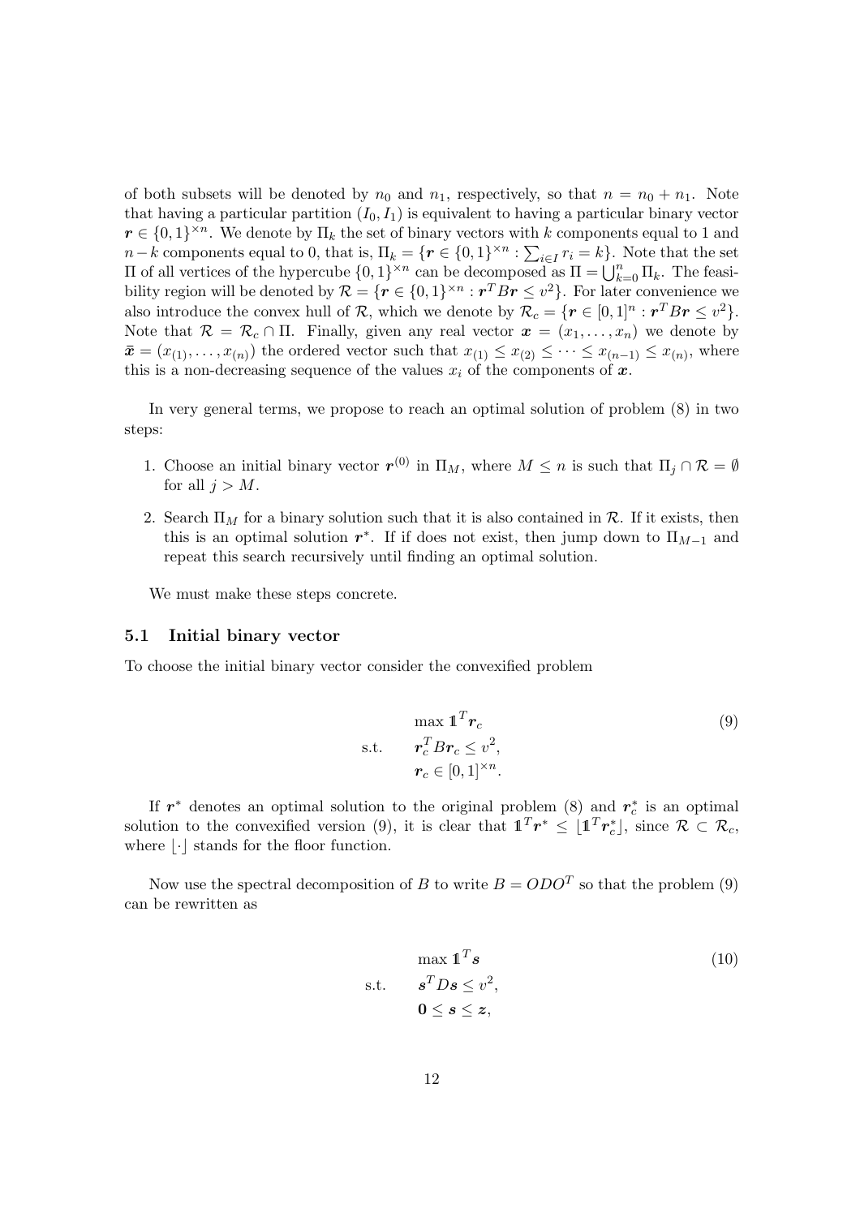of both subsets will be denoted by $n_0$ and $n_1$, respectively, so that $n = n_0 + n_1$. Note that having a particular partition $(I_0, I_1)$ is equivalent to having a particular binary vector $\boldsymbol{r} \in \{0,1\}^{\times n}$. We denote by $\Pi_k$ the set of binary vectors with $k$ components equal to 1 and $n-k$ components equal to 0, that is, $\Pi_k = \{\boldsymbol{r} \in \{0,1\}^{\times n} : \sum_{i \in I} r_i = k\}$. Note that the set $\Pi$ of all vertices of the hypercube $\{0,1\}^{\times n}$ can be decomposed as $\Pi = \bigcup_{k=0}^{n} \Pi_k$. The feasibility region will be denoted by $\mathcal{R} = \{\boldsymbol{r} \in \{0,1\}^{\times n} : \boldsymbol{r}^T B \boldsymbol{r} \leq v^2\}$. For later convenience we also introduce the convex hull of $\mathcal{R}$, which we denote by $\mathcal{R}_c = \{\boldsymbol{r} \in [0,1]^n : \boldsymbol{r}^T B \boldsymbol{r} \leq v^2\}$. Note that $\mathcal{R} = \mathcal{R}_c \cap \Pi$. Finally, given any real vector $\boldsymbol{x} = (x_1, \ldots, x_n)$ we denote by $\bar{\boldsymbol{x}} = (x_{(1)}, \ldots, x_{(n)})$ the ordered vector such that $x_{(1)} \leq x_{(2)} \leq \cdots \leq x_{(n-1)} \leq x_{(n)}$, where this is a non-decreasing sequence of the values $x_i$ of the components of $\boldsymbol{x}$.

In very general terms, we propose to reach an optimal solution of problem (8) in two steps:

1. Choose an initial binary vector $\boldsymbol{r}^{(0)}$ in $\Pi_M$, where $M \leq n$ is such that $\Pi_j \cap \mathcal{R} = \emptyset$ for all $j > M$.
2. Search $\Pi_M$ for a binary solution such that it is also contained in $\mathcal{R}$. If it exists, then this is an optimal solution $\boldsymbol{r}^*$. If if does not exist, then jump down to $\Pi_{M-1}$ and repeat this search recursively until finding an optimal solution.

We must make these steps concrete.

### 5.1 Initial binary vector

To choose the initial binary vector consider the convexified problem

$$
\begin{aligned}
& \max \mathbb{1}^T \boldsymbol{r}_c \\
\text{s.t.} \quad & \boldsymbol{r}_c^T B \boldsymbol{r}_c \leq v^2, \\
& \boldsymbol{r}_c \in [0,1]^{\times n}.
\end{aligned}
\tag{9}
$$

If $\boldsymbol{r}^*$ denotes an optimal solution to the original problem (8) and $\boldsymbol{r}_c^*$ is an optimal solution to the convexified version (9), it is clear that $\mathbb{1}^T \boldsymbol{r}^* \leq \lfloor \mathbb{1}^T \boldsymbol{r}_c^* \rfloor$, since $\mathcal{R} \subset \mathcal{R}_c$, where $\lfloor \cdot \rfloor$ stands for the floor function.

Now use the spectral decomposition of $B$ to write $B = ODO^T$ so that the problem (9) can be rewritten as

$$
\begin{aligned}
& \max \mathbb{1}^T \boldsymbol{s} \\
\text{s.t.} \quad & \boldsymbol{s}^T D \boldsymbol{s} \leq v^2, \\
& \boldsymbol{0} \leq \boldsymbol{s} \leq \boldsymbol{z},
\end{aligned}
\tag{10}
$$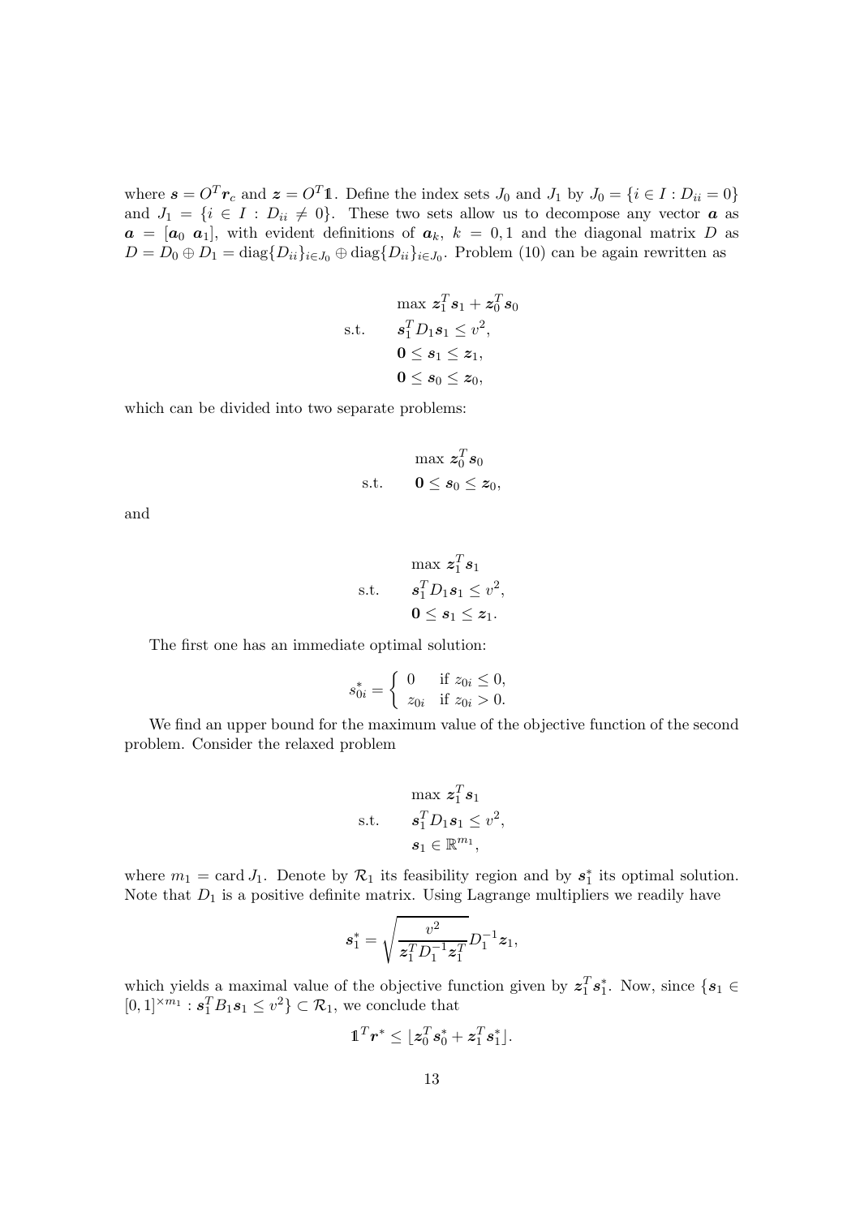where $\boldsymbol{s} = O^T \boldsymbol{r}_c$ and $\boldsymbol{z} = O^T \mathbb{1}$. Define the index sets $J_0$ and $J_1$ by $J_0 = \{i \in I : D_{ii} = 0\}$ and $J_1 = \{i \in I : D_{ii} \neq 0\}$. These two sets allow us to decompose any vector $\boldsymbol{a}$ as $\boldsymbol{a} = [\boldsymbol{a}_0 \ \boldsymbol{a}_1]$, with evident definitions of $\boldsymbol{a}_k$, $k = 0, 1$ and the diagonal matrix $D$ as $D = D_0 \oplus D_1 = \operatorname{diag}\{D_{ii}\}_{i \in J_0} \oplus \operatorname{diag}\{D_{ii}\}_{i \in J_0}$. Problem (10) can be again rewritten as

$$
\begin{aligned}
& \max \ \boldsymbol{z}_1^T \boldsymbol{s}_1 + \boldsymbol{z}_0^T \boldsymbol{s}_0 \\
\text{s.t.} \quad & \boldsymbol{s}_1^T D_1 \boldsymbol{s}_1 \leq v^2, \\
& \boldsymbol{0} \leq \boldsymbol{s}_1 \leq \boldsymbol{z}_1, \\
& \boldsymbol{0} \leq \boldsymbol{s}_0 \leq \boldsymbol{z}_0,
\end{aligned}
$$

which can be divided into two separate problems:

$$
\begin{aligned}
& \max \ \boldsymbol{z}_0^T \boldsymbol{s}_0 \\
\text{s.t.} \quad & \boldsymbol{0} \leq \boldsymbol{s}_0 \leq \boldsymbol{z}_0,
\end{aligned}
$$

and

$$
\begin{aligned}
& \max \ \boldsymbol{z}_1^T \boldsymbol{s}_1 \\
\text{s.t.} \quad & \boldsymbol{s}_1^T D_1 \boldsymbol{s}_1 \leq v^2, \\
& \boldsymbol{0} \leq \boldsymbol{s}_1 \leq \boldsymbol{z}_1.
\end{aligned}
$$

The first one has an immediate optimal solution:

$$
s_{0i}^* = \begin{cases} 0 & \text{if } z_{0i} \leq 0, \\ z_{0i} & \text{if } z_{0i} > 0. \end{cases}
$$

We find an upper bound for the maximum value of the objective function of the second problem. Consider the relaxed problem

$$
\begin{aligned}
& \max \ \boldsymbol{z}_1^T \boldsymbol{s}_1 \\
\text{s.t.} \quad & \boldsymbol{s}_1^T D_1 \boldsymbol{s}_1 \leq v^2, \\
& \boldsymbol{s}_1 \in \mathbb{R}^{m_1},
\end{aligned}
$$

where $m_1 = \operatorname{card} J_1$. Denote by $\mathcal{R}_1$ its feasibility region and by $\boldsymbol{s}_1^*$ its optimal solution. Note that $D_1$ is a positive definite matrix. Using Lagrange multipliers we readily have

$$
\boldsymbol{s}_1^* = \sqrt{\frac{v^2}{\boldsymbol{z}_1^T D_1^{-1} \boldsymbol{z}_1^T}} D_1^{-1} \boldsymbol{z}_1,
$$

which yields a maximal value of the objective function given by $\boldsymbol{z}_1^T \boldsymbol{s}_1^*$. Now, since $\{\boldsymbol{s}_1 \in [0, 1]^{\times m_1} : \boldsymbol{s}_1^T B_1 \boldsymbol{s}_1 \leq v^2\} \subset \mathcal{R}_1$, we conclude that

$$
\mathbb{1}^T \boldsymbol{r}^* \leq \lfloor \boldsymbol{z}_0^T \boldsymbol{s}_0^* + \boldsymbol{z}_1^T \boldsymbol{s}_1^* \rfloor.
$$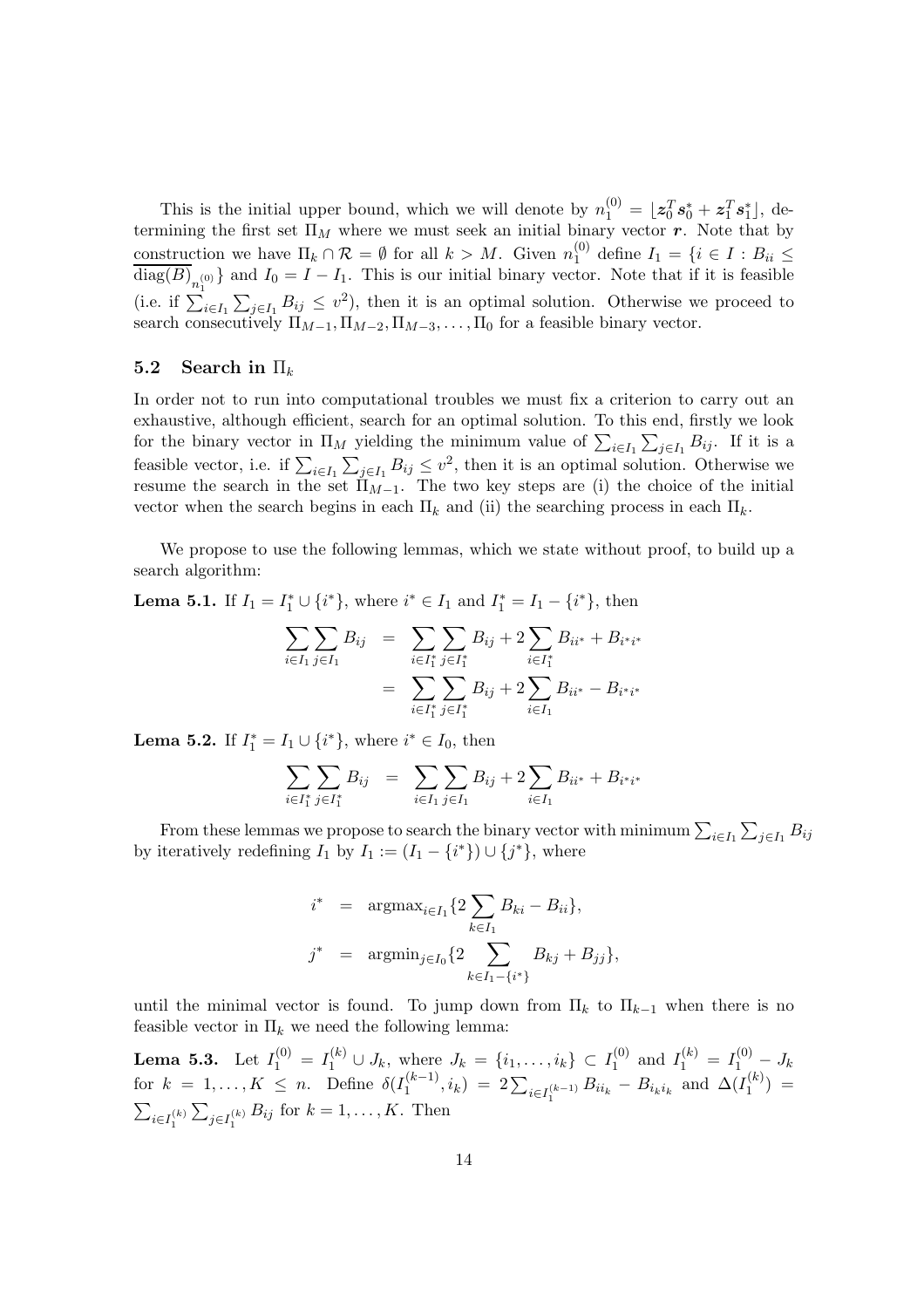This is the initial upper bound, which we will denote by $n_1^{(0)} = \lfloor \boldsymbol{z}_0^T \boldsymbol{s}_0^* + \boldsymbol{z}_1^T \boldsymbol{s}_1^* \rfloor$, determining the first set $\Pi_M$ where we must seek an initial binary vector $\boldsymbol{r}$. Note that by construction we have $\Pi_k \cap \mathcal{R} = \emptyset$ for all $k > M$. Given $n_1^{(0)}$ define $I_1 = \{i \in I : B_{ii} \leq \overline{\text{diag}(B)}_{n_1^{(0)}}\}$ and $I_0 = I - I_1$. This is our initial binary vector. Note that if it is feasible (i.e. if $\sum_{i \in I_1} \sum_{j \in I_1} B_{ij} \leq v^2$), then it is an optimal solution. Otherwise we proceed to search consecutively $\Pi_{M-1}, \Pi_{M-2}, \Pi_{M-3}, \ldots, \Pi_0$ for a feasible binary vector.

## 5.2 Search in $\Pi_k$

In order not to run into computational troubles we must fix a criterion to carry out an exhaustive, although efficient, search for an optimal solution. To this end, firstly we look for the binary vector in $\Pi_M$ yielding the minimum value of $\sum_{i \in I_1} \sum_{j \in I_1} B_{ij}$. If it is a feasible vector, i.e. if $\sum_{i \in I_1} \sum_{j \in I_1} B_{ij} \leq v^2$, then it is an optimal solution. Otherwise we resume the search in the set $\Pi_{M-1}$. The two key steps are (i) the choice of the initial vector when the search begins in each $\Pi_k$ and (ii) the searching process in each $\Pi_k$.

We propose to use the following lemmas, which we state without proof, to build up a search algorithm:

**Lema 5.1.** If $I_1 = I_1^* \cup \{i^*\}$, where $i^* \in I_1$ and $I_1^* = I_1 - \{i^*\}$, then

$$
\begin{aligned}
\sum_{i \in I_1} \sum_{j \in I_1} B_{ij} &= \sum_{i \in I_1^*} \sum_{j \in I_1^*} B_{ij} + 2 \sum_{i \in I_1^*} B_{ii^*} + B_{i^*i^*} \\
&= \sum_{i \in I_1^*} \sum_{j \in I_1^*} B_{ij} + 2 \sum_{i \in I_1} B_{ii^*} - B_{i^*i^*}
\end{aligned}
$$

**Lema 5.2.** If $I_1^* = I_1 \cup \{i^*\}$, where $i^* \in I_0$, then

$$
\sum_{i \in I_1^*} \sum_{j \in I_1^*} B_{ij} = \sum_{i \in I_1} \sum_{j \in I_1} B_{ij} + 2 \sum_{i \in I_1} B_{ii^*} + B_{i^*i^*}
$$

From these lemmas we propose to search the binary vector with minimum $\sum_{i \in I_1} \sum_{j \in I_1} B_{ij}$ by iteratively redefining $I_1$ by $I_1 := (I_1 - \{i^*\}) \cup \{j^*\}$, where

$$
\begin{aligned}
i^* &= \text{argmax}_{i \in I_1} \{2 \sum_{k \in I_1} B_{ki} - B_{ii}\}, \\
j^* &= \text{argmin}_{j \in I_0} \{2 \sum_{k \in I_1 - \{i^*\}} B_{kj} + B_{jj}\},
\end{aligned}
$$

until the minimal vector is found. To jump down from $\Pi_k$ to $\Pi_{k-1}$ when there is no feasible vector in $\Pi_k$ we need the following lemma:

**Lema 5.3.** Let $I_1^{(0)} = I_1^{(k)} \cup J_k$, where $J_k = \{i_1, \ldots, i_k\} \subset I_1^{(0)}$ and $I_1^{(k)} = I_1^{(0)} - J_k$ for $k = 1, \ldots, K \leq n$. Define $\delta(I_1^{(k-1)}, i_k) = 2 \sum_{i \in I_1^{(k-1)}} B_{ii_k} - B_{i_k i_k}$ and $\Delta(I_1^{(k)}) = \sum_{i \in I_1^{(k)}} \sum_{j \in I_1^{(k)}} B_{ij}$ for $k = 1, \ldots, K$. Then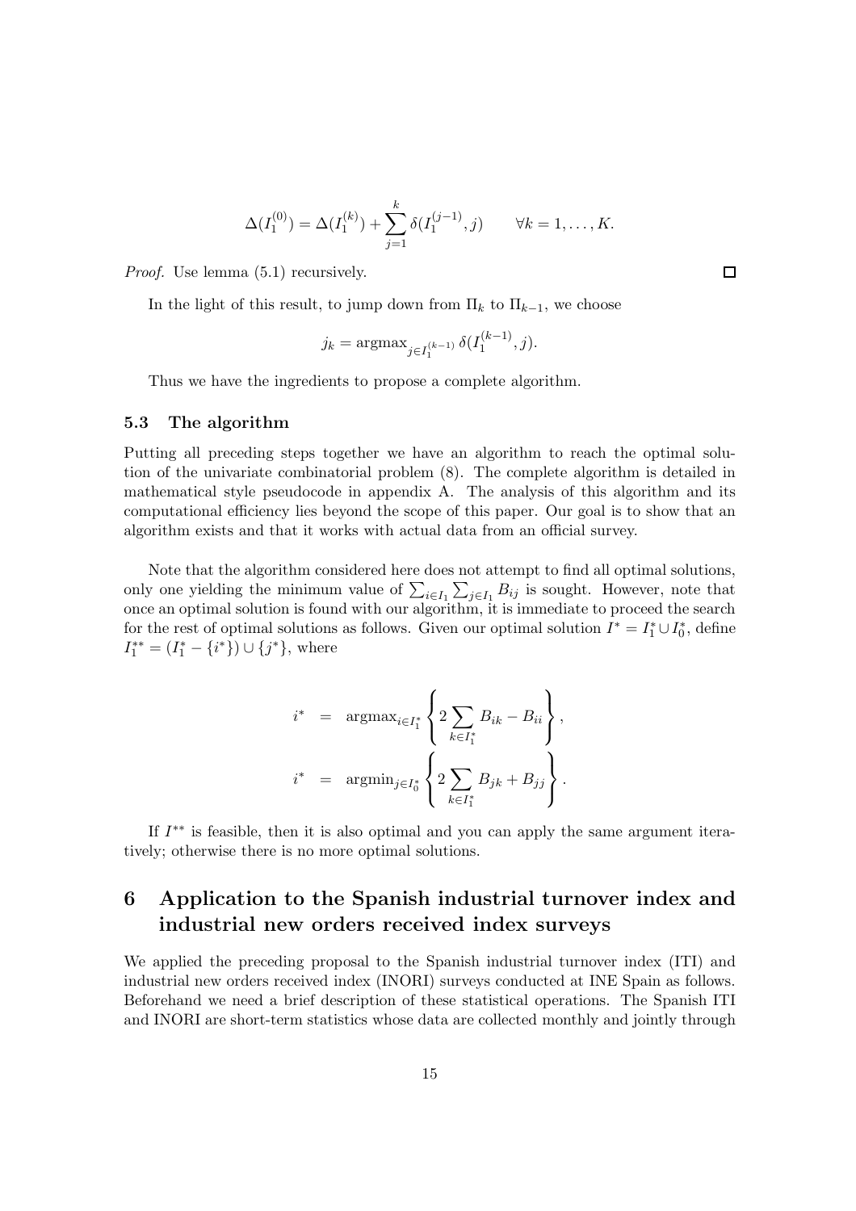$$\Delta(I_1^{(0)}) = \Delta(I_1^{(k)}) + \sum_{j=1}^{k} \delta(I_1^{(j-1)}, j) \qquad \forall k = 1, \ldots, K.$$

*Proof.* Use lemma (5.1) recursively. □

In the light of this result, to jump down from $\Pi_k$ to $\Pi_{k-1}$, we choose

$$j_k = \text{argmax}_{j \in I_1^{(k-1)}} \delta(I_1^{(k-1)}, j).$$

Thus we have the ingredients to propose a complete algorithm.

### 5.3 The algorithm

Putting all preceding steps together we have an algorithm to reach the optimal solution of the univariate combinatorial problem (8). The complete algorithm is detailed in mathematical style pseudocode in appendix A. The analysis of this algorithm and its computational efficiency lies beyond the scope of this paper. Our goal is to show that an algorithm exists and that it works with actual data from an official survey.

Note that the algorithm considered here does not attempt to find all optimal solutions, only one yielding the minimum value of $\sum_{i \in I_1} \sum_{j \in I_1} B_{ij}$ is sought. However, note that once an optimal solution is found with our algorithm, it is immediate to proceed the search for the rest of optimal solutions as follows. Given our optimal solution $I^* = I_1^* \cup I_0^*$, define $I_1^{**} = (I_1^* - \{i^*\}) \cup \{j^*\}$, where

$$\begin{aligned}
i^* &= \text{argmax}_{i \in I_1^*} \left\{ 2 \sum_{k \in I_1^*} B_{ik} - B_{ii} \right\}, \\
i^* &= \text{argmin}_{j \in I_0^*} \left\{ 2 \sum_{k \in I_1^*} B_{jk} + B_{jj} \right\}.
\end{aligned}$$

If $I^{**}$ is feasible, then it is also optimal and you can apply the same argument iteratively; otherwise there is no more optimal solutions.

## 6 Application to the Spanish industrial turnover index and industrial new orders received index surveys

We applied the preceding proposal to the Spanish industrial turnover index (ITI) and industrial new orders received index (INORI) surveys conducted at INE Spain as follows. Beforehand we need a brief description of these statistical operations. The Spanish ITI and INORI are short-term statistics whose data are collected monthly and jointly through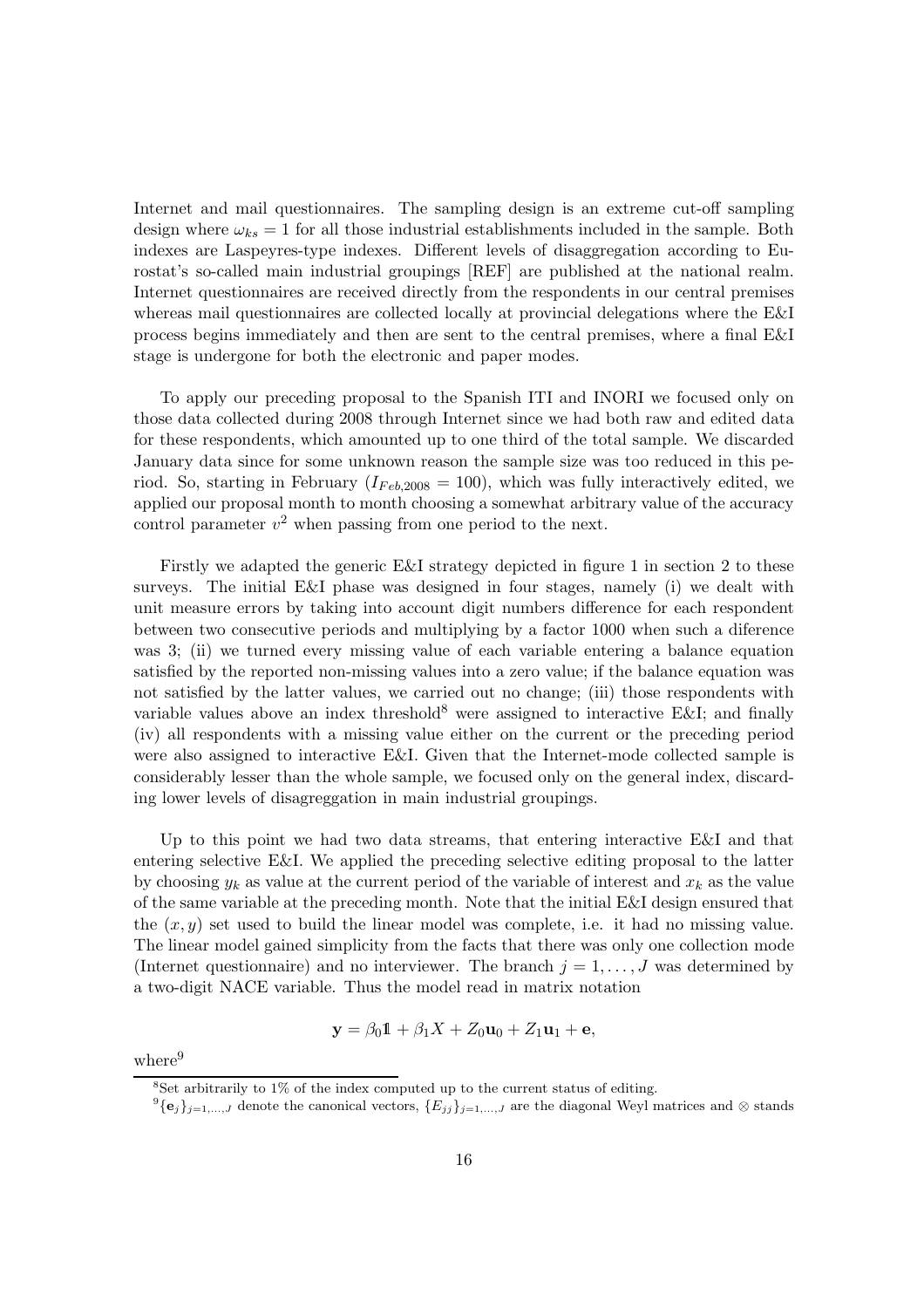Internet and mail questionnaires. The sampling design is an extreme cut-off sampling design where $\omega_{ks} = 1$ for all those industrial establishments included in the sample. Both indexes are Laspeyres-type indexes. Different levels of disaggregation according to Eurostat's so-called main industrial groupings [REF] are published at the national realm. Internet questionnaires are received directly from the respondents in our central premises whereas mail questionnaires are collected locally at provincial delegations where the E&I process begins immediately and then are sent to the central premises, where a final E&I stage is undergone for both the electronic and paper modes.

To apply our preceding proposal to the Spanish ITI and INORI we focused only on those data collected during 2008 through Internet since we had both raw and edited data for these respondents, which amounted up to one third of the total sample. We discarded January data since for some unknown reason the sample size was too reduced in this period. So, starting in February ($I_{Feb,2008} = 100$), which was fully interactively edited, we applied our proposal month to month choosing a somewhat arbitrary value of the accuracy control parameter $v^2$ when passing from one period to the next.

Firstly we adapted the generic E&I strategy depicted in figure 1 in section 2 to these surveys. The initial E&I phase was designed in four stages, namely (i) we dealt with unit measure errors by taking into account digit numbers difference for each respondent between two consecutive periods and multiplying by a factor 1000 when such a diference was 3; (ii) we turned every missing value of each variable entering a balance equation satisfied by the reported non-missing values into a zero value; if the balance equation was not satisfied by the latter values, we carried out no change; (iii) those respondents with variable values above an index threshold[8] were assigned to interactive E&I; and finally (iv) all respondents with a missing value either on the current or the preceding period were also assigned to interactive E&I. Given that the Internet-mode collected sample is considerably lesser than the whole sample, we focused only on the general index, discarding lower levels of disaggregation in main industrial groupings.

Up to this point we had two data streams, that entering interactive E&I and that entering selective E&I. We applied the preceding selective editing proposal to the latter by choosing $y_k$ as value at the current period of the variable of interest and $x_k$ as the value of the same variable at the preceding month. Note that the initial E&I design ensured that the $(x, y)$ set used to build the linear model was complete, i.e. it had no missing value. The linear model gained simplicity from the facts that there was only one collection mode (Internet questionnaire) and no interviewer. The branch $j = 1, \ldots, J$ was determined by a two-digit NACE variable. Thus the model read in matrix notation

$$\mathbf{y} = \beta_0 \mathbb{1} + \beta_1 X + Z_0 \mathbf{u}_0 + Z_1 \mathbf{u}_1 + \mathbf{e},$$

where[9]

[8] Set arbitrarily to 1% of the index computed up to the current status of editing.

[9] $\{\mathbf{e}_j\}_{j=1,\ldots,J}$ denote the canonical vectors, $\{E_{jj}\}_{j=1,\ldots,J}$ are the diagonal Weyl matrices and $\otimes$ stands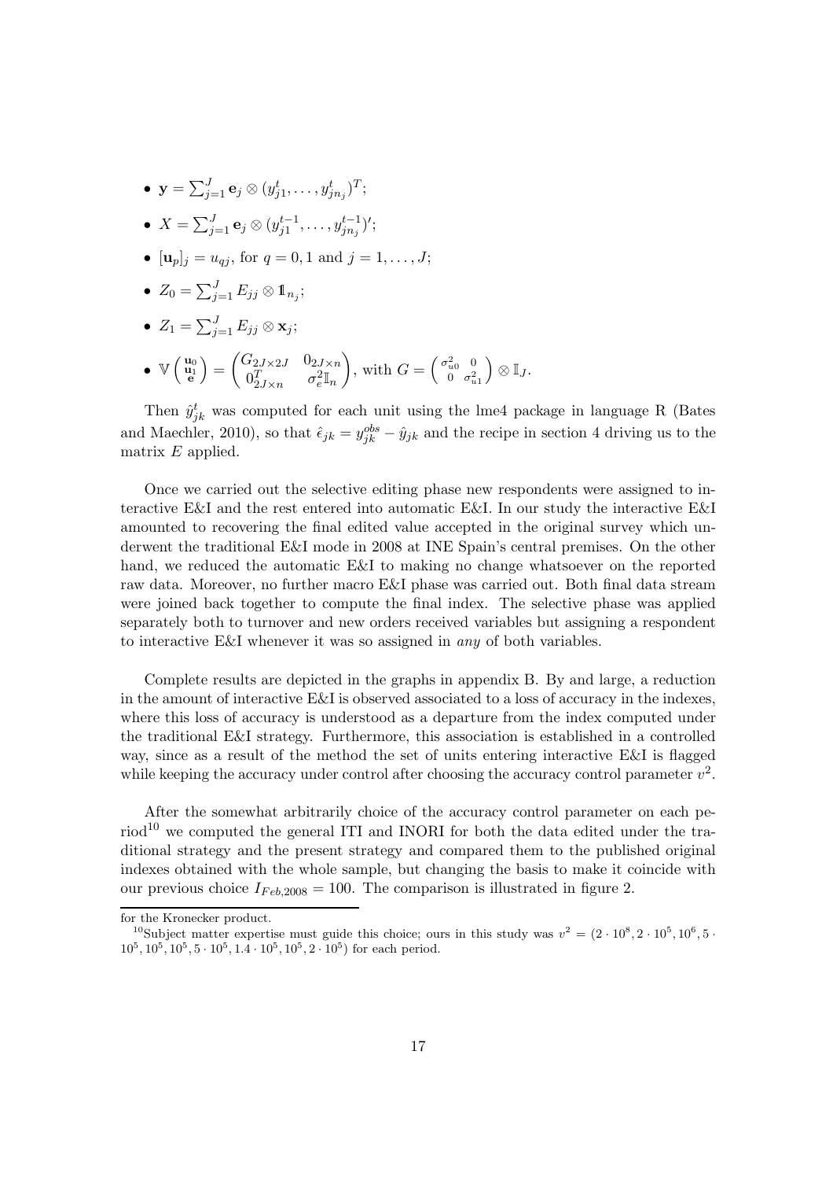- $\mathbf{y} = \sum_{j=1}^{J} \mathbf{e}_j \otimes (y_{j1}^t, \ldots, y_{jn_j}^t)^T$;
- $X = \sum_{j=1}^{J} \mathbf{e}_j \otimes (y_{j1}^{t-1}, \ldots, y_{jn_j}^{t-1})'$;
- $[\mathbf{u}_p]_j = u_{qj}$, for $q = 0, 1$ and $j = 1, \ldots, J$;
- $Z_0 = \sum_{j=1}^{J} E_{jj} \otimes \mathbb{1}_{n_j}$;
- $Z_1 = \sum_{j=1}^{J} E_{jj} \otimes \mathbf{x}_j$;
- $\mathbb{V}\begin{pmatrix} \mathbf{u}_0 \\ \mathbf{u}_1 \\ \mathbf{e} \end{pmatrix} = \begin{pmatrix} G_{2J \times 2J} & 0_{2J \times n} \\ 0_{2J \times n}^T & \sigma_e^2 \mathbb{I}_n \end{pmatrix}$, with $G = \begin{pmatrix} \sigma_{u0}^2 & 0 \\ 0 & \sigma_{u1}^2 \end{pmatrix} \otimes \mathbb{I}_J$.

Then $\hat{y}_{jk}^t$ was computed for each unit using the lme4 package in language R (Bates and Maechler, 2010), so that $\hat{\epsilon}_{jk} = y_{jk}^{obs} - \hat{y}_{jk}$ and the recipe in section 4 driving us to the matrix $E$ applied.

Once we carried out the selective editing phase new respondents were assigned to interactive E&I and the rest entered into automatic E&I. In our study the interactive E&I amounted to recovering the final edited value accepted in the original survey which underwent the traditional E&I mode in 2008 at INE Spain's central premises. On the other hand, we reduced the automatic E&I to making no change whatsoever on the reported raw data. Moreover, no further macro E&I phase was carried out. Both final data stream were joined back together to compute the final index. The selective phase was applied separately both to turnover and new orders received variables but assigning a respondent to interactive E&I whenever it was so assigned in *any* of both variables.

Complete results are depicted in the graphs in appendix B. By and large, a reduction in the amount of interactive E&I is observed associated to a loss of accuracy in the indexes, where this loss of accuracy is understood as a departure from the index computed under the traditional E&I strategy. Furthermore, this association is established in a controlled way, since as a result of the method the set of units entering interactive E&I is flagged while keeping the accuracy under control after choosing the accuracy control parameter $v^2$.

After the somewhat arbitrarily choice of the accuracy control parameter on each period[10] we computed the general ITI and INORI for both the data edited under the traditional strategy and the present strategy and compared them to the published original indexes obtained with the whole sample, but changing the basis to make it coincide with our previous choice $I_{Feb,2008} = 100$. The comparison is illustrated in figure 2.

for the Kronecker product.

[10] Subject matter expertise must guide this choice; ours in this study was $v^2 = (2 \cdot 10^8, 2 \cdot 10^5, 10^6, 5 \cdot 10^5, 10^5, 10^5, 5 \cdot 10^5, 1.4 \cdot 10^5, 10^5, 2 \cdot 10^5)$ for each period.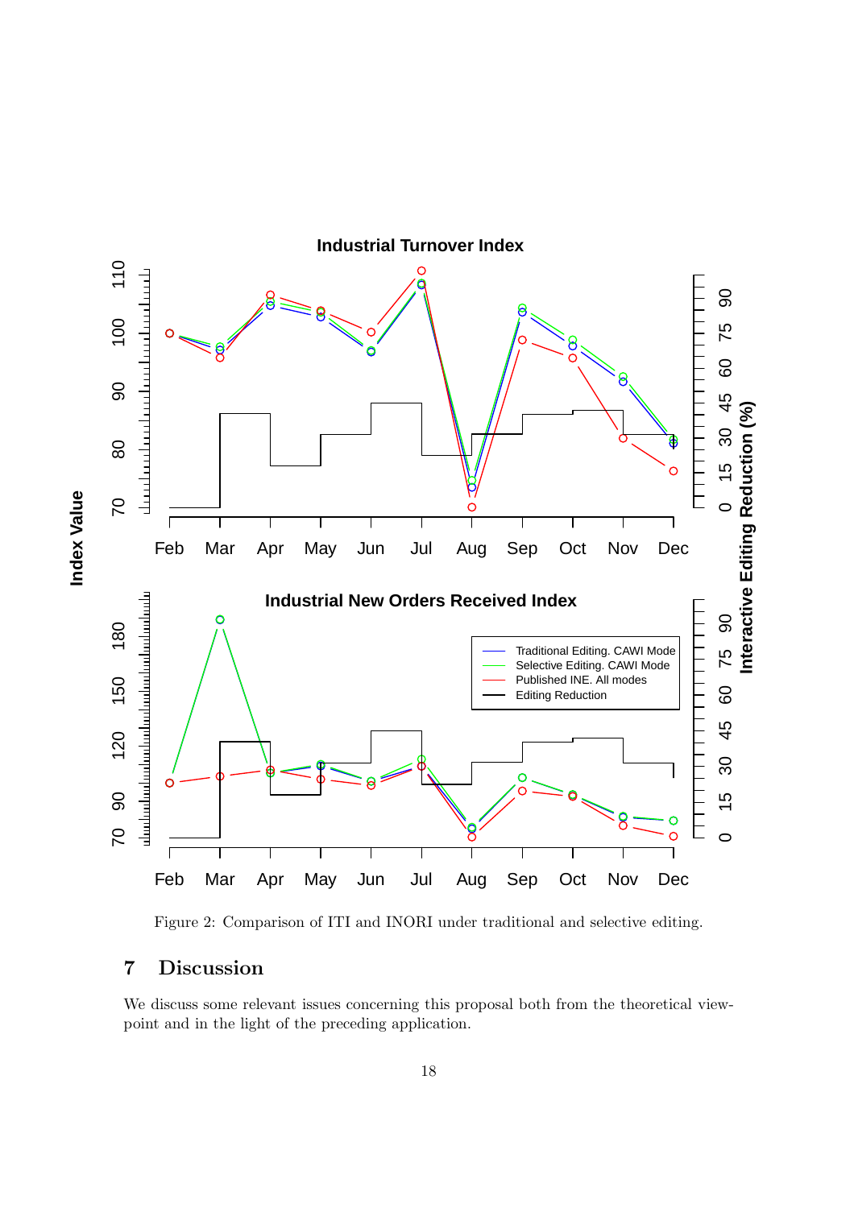Figure 2: Comparison of ITI and INORI under traditional and selective editing.

## 7 Discussion

We discuss some relevant issues concerning this proposal both from the theoretical viewpoint and in the light of the preceding application.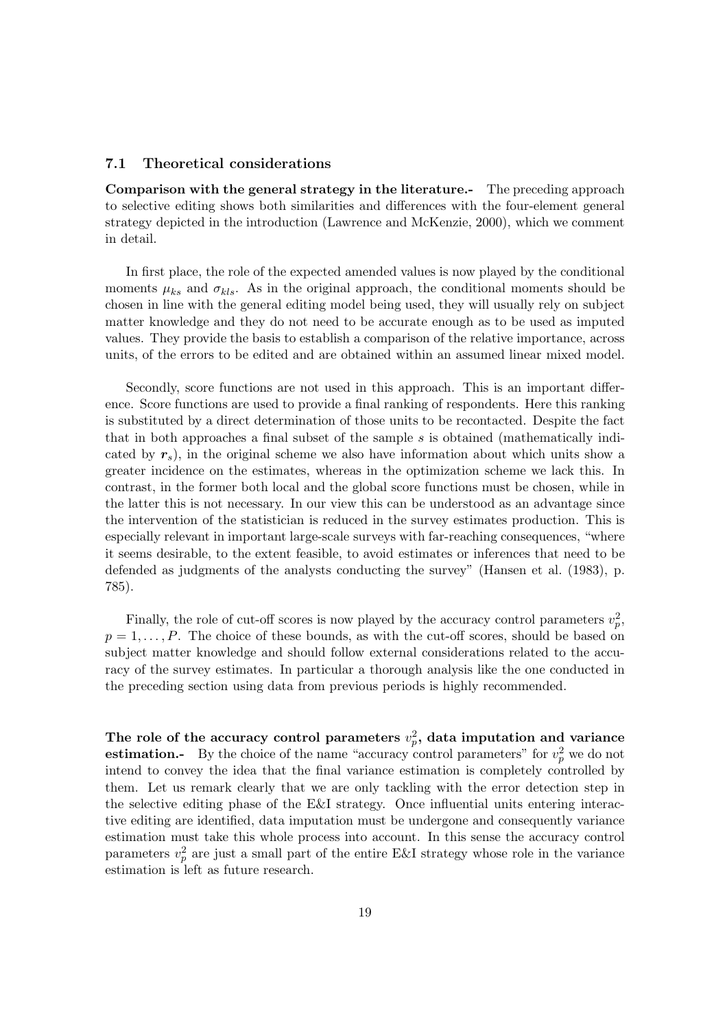### 7.1 Theoretical considerations

**Comparison with the general strategy in the literature.-** The preceding approach to selective editing shows both similarities and differences with the four-element general strategy depicted in the introduction (Lawrence and McKenzie, 2000), which we comment in detail.

In first place, the role of the expected amended values is now played by the conditional moments $\mu_{ks}$ and $\sigma_{kls}$. As in the original approach, the conditional moments should be chosen in line with the general editing model being used, they will usually rely on subject matter knowledge and they do not need to be accurate enough as to be used as imputed values. They provide the basis to establish a comparison of the relative importance, across units, of the errors to be edited and are obtained within an assumed linear mixed model.

Secondly, score functions are not used in this approach. This is an important difference. Score functions are used to provide a final ranking of respondents. Here this ranking is substituted by a direct determination of those units to be recontacted. Despite the fact that in both approaches a final subset of the sample $s$ is obtained (mathematically indicated by $\boldsymbol{r}_s$), in the original scheme we also have information about which units show a greater incidence on the estimates, whereas in the optimization scheme we lack this. In contrast, in the former both local and the global score functions must be chosen, while in the latter this is not necessary. In our view this can be understood as an advantage since the intervention of the statistician is reduced in the survey estimates production. This is especially relevant in important large-scale surveys with far-reaching consequences, "where it seems desirable, to the extent feasible, to avoid estimates or inferences that need to be defended as judgments of the analysts conducting the survey" (Hansen et al. (1983), p. 785).

Finally, the role of cut-off scores is now played by the accuracy control parameters $v_p^2$, $p = 1, \ldots, P$. The choice of these bounds, as with the cut-off scores, should be based on subject matter knowledge and should follow external considerations related to the accuracy of the survey estimates. In particular a thorough analysis like the one conducted in the preceding section using data from previous periods is highly recommended.

**The role of the accuracy control parameters $v_p^2$, data imputation and variance estimation.-** By the choice of the name "accuracy control parameters" for $v_p^2$ we do not intend to convey the idea that the final variance estimation is completely controlled by them. Let us remark clearly that we are only tackling with the error detection step in the selective editing phase of the E&I strategy. Once influential units entering interactive editing are identified, data imputation must be undergone and consequently variance estimation must take this whole process into account. In this sense the accuracy control parameters $v_p^2$ are just a small part of the entire E&I strategy whose role in the variance estimation is left as future research.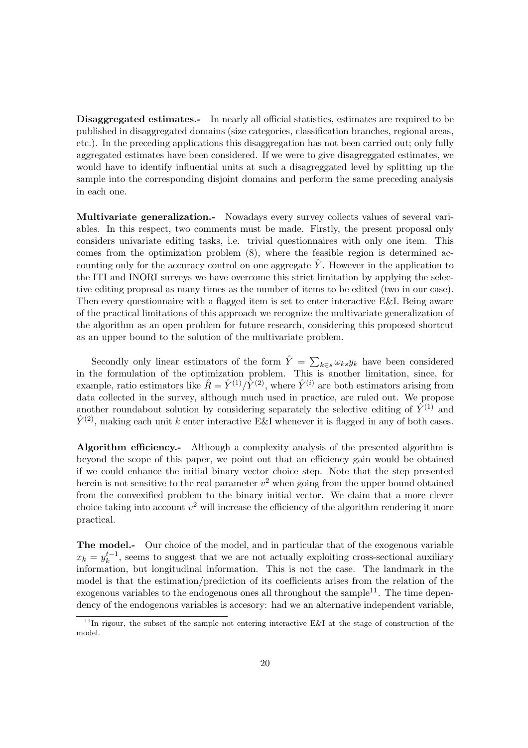**Disaggregated estimates.-** In nearly all official statistics, estimates are required to be published in disaggregated domains (size categories, classification branches, regional areas, etc.). In the preceding applications this disaggregation has not been carried out; only fully aggregated estimates have been considered. If we were to give disagreggated estimates, we would have to identify influential units at such a disagreggated level by splitting up the sample into the corresponding disjoint domains and perform the same preceding analysis in each one.

**Multivariate generalization.-** Nowadays every survey collects values of several variables. In this respect, two comments must be made. Firstly, the present proposal only considers univariate editing tasks, i.e. trivial questionnaires with only one item. This comes from the optimization problem (8), where the feasible region is determined accounting only for the accuracy control on one aggregate $\hat{Y}$. However in the application to the ITI and INORI surveys we have overcome this strict limitation by applying the selective editing proposal as many times as the number of items to be edited (two in our case). Then every questionnaire with a flagged item is set to enter interactive E&I. Being aware of the practical limitations of this approach we recognize the multivariate generalization of the algorithm as an open problem for future research, considering this proposed shortcut as an upper bound to the solution of the multivariate problem.

Secondly only linear estimators of the form $\hat{Y} = \sum_{k\in s} \omega_{ks} y_k$ have been considered in the formulation of the optimization problem. This is another limitation, since, for example, ratio estimators like $\hat{R} = \hat{Y}^{(1)}/\hat{Y}^{(2)}$, where $\hat{Y}^{(i)}$ are both estimators arising from data collected in the survey, although much used in practice, are ruled out. We propose another roundabout solution by considering separately the selective editing of $\hat{Y}^{(1)}$ and $\hat{Y}^{(2)}$, making each unit $k$ enter interactive E&I whenever it is flagged in any of both cases.

**Algorithm efficiency.-** Although a complexity analysis of the presented algorithm is beyond the scope of this paper, we point out that an efficiency gain would be obtained if we could enhance the initial binary vector choice step. Note that the step presented herein is not sensitive to the real parameter $v^2$ when going from the upper bound obtained from the convexified problem to the binary initial vector. We claim that a more clever choice taking into account $v^2$ will increase the efficiency of the algorithm rendering it more practical.

**The model.-** Our choice of the model, and in particular that of the exogenous variable $x_k = y_k^{t-1}$, seems to suggest that we are not actually exploiting cross-sectional auxiliary information, but longitudinal information. This is not the case. The landmark in the model is that the estimation/prediction of its coefficients arises from the relation of the exogenous variables to the endogenous ones all throughout the sample[11]. The time dependency of the endogenous variables is accesory: had we an alternative independent variable,

[11] In rigour, the subset of the sample not entering interactive E&I at the stage of construction of the model.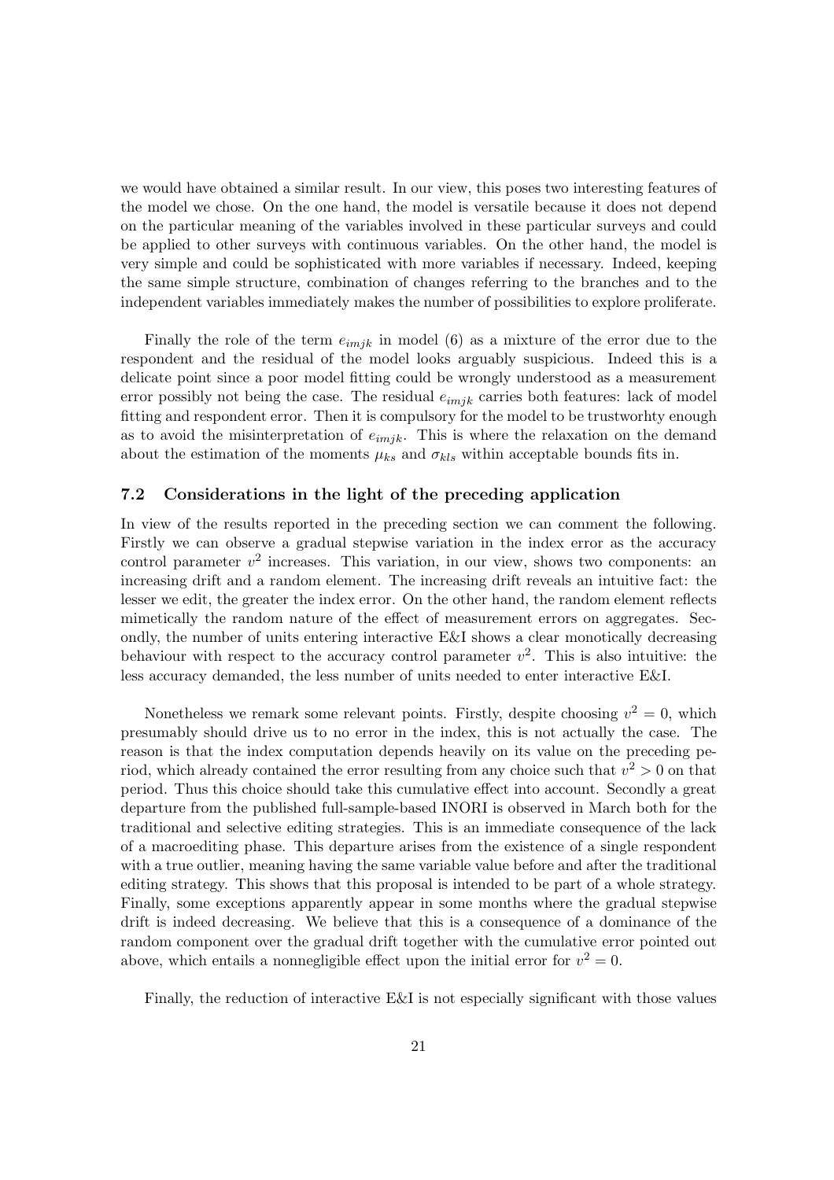we would have obtained a similar result. In our view, this poses two interesting features of the model we chose. On the one hand, the model is versatile because it does not depend on the particular meaning of the variables involved in these particular surveys and could be applied to other surveys with continuous variables. On the other hand, the model is very simple and could be sophisticated with more variables if necessary. Indeed, keeping the same simple structure, combination of changes referring to the branches and to the independent variables immediately makes the number of possibilities to explore proliferate.

Finally the role of the term $e_{imjk}$ in model (6) as a mixture of the error due to the respondent and the residual of the model looks arguably suspicious. Indeed this is a delicate point since a poor model fitting could be wrongly understood as a measurement error possibly not being the case. The residual $e_{imjk}$ carries both features: lack of model fitting and respondent error. Then it is compulsory for the model to be trustworhty enough as to avoid the misinterpretation of $e_{imjk}$. This is where the relaxation on the demand about the estimation of the moments $\mu_{ks}$ and $\sigma_{kls}$ within acceptable bounds fits in.

### 7.2 Considerations in the light of the preceding application

In view of the results reported in the preceding section we can comment the following. Firstly we can observe a gradual stepwise variation in the index error as the accuracy control parameter $v^2$ increases. This variation, in our view, shows two components: an increasing drift and a random element. The increasing drift reveals an intuitive fact: the lesser we edit, the greater the index error. On the other hand, the random element reflects mimetically the random nature of the effect of measurement errors on aggregates. Secondly, the number of units entering interactive E&I shows a clear monotically decreasing behaviour with respect to the accuracy control parameter $v^2$. This is also intuitive: the less accuracy demanded, the less number of units needed to enter interactive E&I.

Nonetheless we remark some relevant points. Firstly, despite choosing $v^2 = 0$, which presumably should drive us to no error in the index, this is not actually the case. The reason is that the index computation depends heavily on its value on the preceding period, which already contained the error resulting from any choice such that $v^2 > 0$ on that period. Thus this choice should take this cumulative effect into account. Secondly a great departure from the published full-sample-based INORI is observed in March both for the traditional and selective editing strategies. This is an immediate consequence of the lack of a macroediting phase. This departure arises from the existence of a single respondent with a true outlier, meaning having the same variable value before and after the traditional editing strategy. This shows that this proposal is intended to be part of a whole strategy. Finally, some exceptions apparently appear in some months where the gradual stepwise drift is indeed decreasing. We believe that this is a consequence of a dominance of the random component over the gradual drift together with the cumulative error pointed out above, which entails a nonnegligible effect upon the initial error for $v^2 = 0$.

Finally, the reduction of interactive E&I is not especially significant with those values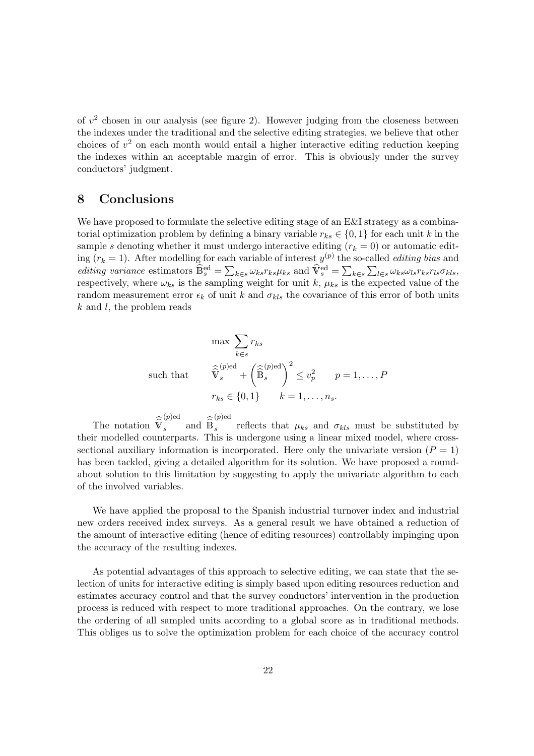of $v^2$ chosen in our analysis (see figure 2). However judging from the closeness between the indexes under the traditional and the selective editing strategies, we believe that other choices of $v^2$ on each month would entail a higher interactive editing reduction keeping the indexes within an acceptable margin of error. This is obviously under the survey conductors' judgment.

# 8 Conclusions

We have proposed to formulate the selective editing stage of an E&I strategy as a combinatorial optimization problem by defining a binary variable $r_{ks} \in \{0, 1\}$ for each unit $k$ in the sample $s$ denoting whether it must undergo interactive editing ($r_k = 0$) or automatic editing ($r_k = 1$). After modelling for each variable of interest $y^{(p)}$ the so-called *editing bias* and *editing variance* estimators $\widehat{\mathbb{B}}_s^{\text{ed}} = \sum_{k \in s} \omega_{ks} r_{ks} \mu_{ks}$ and $\widehat{\mathbb{V}}_s^{\text{ed}} = \sum_{k \in s} \sum_{l \in s} \omega_{ks} \omega_{ls} r_{ks} r_{ls} \sigma_{kls}$, respectively, where $\omega_{ks}$ is the sampling weight for unit $k$, $\mu_{ks}$ is the expected value of the random measurement error $\epsilon_k$ of unit $k$ and $\sigma_{kls}$ the covariance of this error of both units $k$ and $l$, the problem reads

$$
\begin{aligned}
& \max \sum_{k \in s} r_{ks} \\
\text{such that} \quad & \widehat{\widehat{\mathbb{V}}}_s^{(p)\text{ed}} + \left( \widehat{\widehat{\mathbb{B}}}_s^{(p)\text{ed}} \right)^2 \leq v_p^2 \qquad p = 1, \dots, P \\
& r_{ks} \in \{0, 1\} \qquad k = 1, \dots, n_s.
\end{aligned}
$$

The notation $\widehat{\widehat{\mathbb{V}}}_s^{(p)\text{ed}}$ and $\widehat{\widehat{\mathbb{B}}}_s^{(p)\text{ed}}$ reflects that $\mu_{ks}$ and $\sigma_{kls}$ must be substituted by their modelled counterparts. This is undergone using a linear mixed model, where cross-sectional auxiliary information is incorporated. Here only the univariate version ($P = 1$) has been tackled, giving a detailed algorithm for its solution. We have proposed a roundabout solution to this limitation by suggesting to apply the univariate algorithm to each of the involved variables.

We have applied the proposal to the Spanish industrial turnover index and industrial new orders received index surveys. As a general result we have obtained a reduction of the amount of interactive editing (hence of editing resources) controllably impinging upon the accuracy of the resulting indexes.

As potential advantages of this approach to selective editing, we can state that the selection of units for interactive editing is simply based upon editing resources reduction and estimates accuracy control and that the survey conductors' intervention in the production process is reduced with respect to more traditional approaches. On the contrary, we lose the ordering of all sampled units according to a global score as in traditional methods. This obliges us to solve the optimization problem for each choice of the accuracy control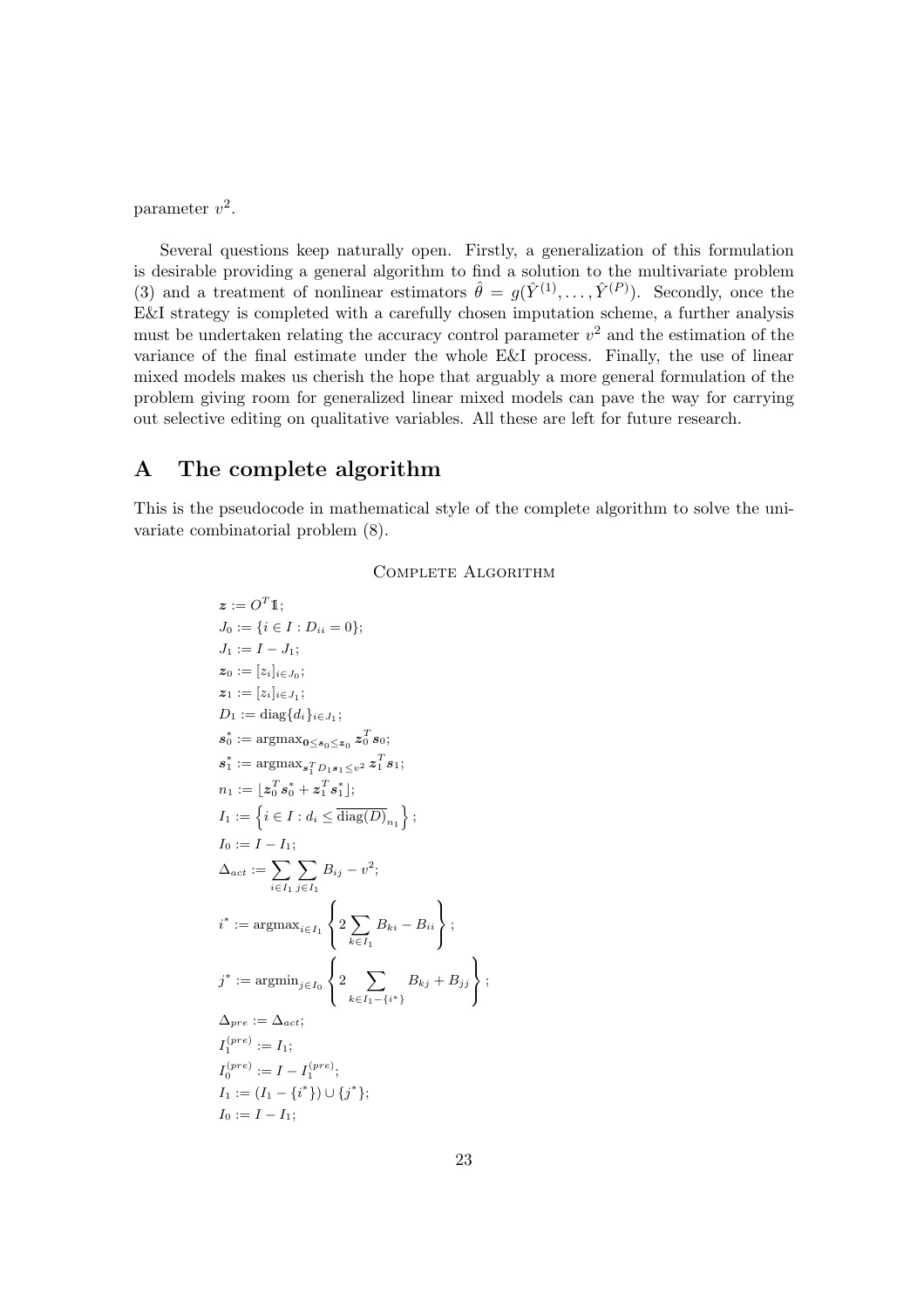parameter $v^2$.

Several questions keep naturally open. Firstly, a generalization of this formulation is desirable providing a general algorithm to find a solution to the multivariate problem (3) and a treatment of nonlinear estimators $\hat{\theta} = g(\hat{Y}^{(1)}, \ldots, \hat{Y}^{(P)})$. Secondly, once the E&I strategy is completed with a carefully chosen imputation scheme, a further analysis must be undertaken relating the accuracy control parameter $v^2$ and the estimation of the variance of the final estimate under the whole E&I process. Finally, the use of linear mixed models makes us cherish the hope that arguably a more general formulation of the problem giving room for generalized linear mixed models can pave the way for carrying out selective editing on qualitative variables. All these are left for future research.

# A The complete algorithm

This is the pseudocode in mathematical style of the complete algorithm to solve the univariate combinatorial problem (8).

Complete Algorithm

$\boldsymbol{z} := O^T \mathbb{1}$;

$J_0 := \{i \in I : D_{ii} = 0\}$;

$J_1 := I - J_1$;

$\boldsymbol{z}_0 := [z_i]_{i \in J_0}$;

$\boldsymbol{z}_1 := [z_i]_{i \in J_1}$;

$D_1 := \text{diag}\{d_i\}_{i \in J_1}$;

$\boldsymbol{s}_0^* := \text{argmax}_{\boldsymbol{0} \leq \boldsymbol{s}_0 \leq \boldsymbol{z}_0} \boldsymbol{z}_0^T \boldsymbol{s}_0$;

$\boldsymbol{s}_1^* := \text{argmax}_{\boldsymbol{s}_1^T D_1 \boldsymbol{s}_1 \leq v^2} \boldsymbol{z}_1^T \boldsymbol{s}_1$;

$n_1 := \lfloor \boldsymbol{z}_0^T \boldsymbol{s}_0^* + \boldsymbol{z}_1^T \boldsymbol{s}_1^* \rfloor$;

$I_1 := \left\{ i \in I : d_i \leq \overline{\text{diag}(D)}_{n_1} \right\}$;

$I_0 := I - I_1$;

$\Delta_{act} := \sum_{i \in I_1} \sum_{j \in I_1} B_{ij} - v^2$;

$i^* := \text{argmax}_{i \in I_1} \left\{ 2 \sum_{k \in I_1} B_{ki} - B_{ii} \right\}$;

$j^* := \text{argmin}_{j \in I_0} \left\{ 2 \sum_{k \in I_1 - \{i^*\}} B_{kj} + B_{jj} \right\}$;

$\Delta_{pre} := \Delta_{act}$;

$I_1^{(pre)} := I_1$;

$I_0^{(pre)} := I - I_1^{(pre)}$;

$I_1 := (I_1 - \{i^*\}) \cup \{j^*\}$;

$I_0 := I - I_1$;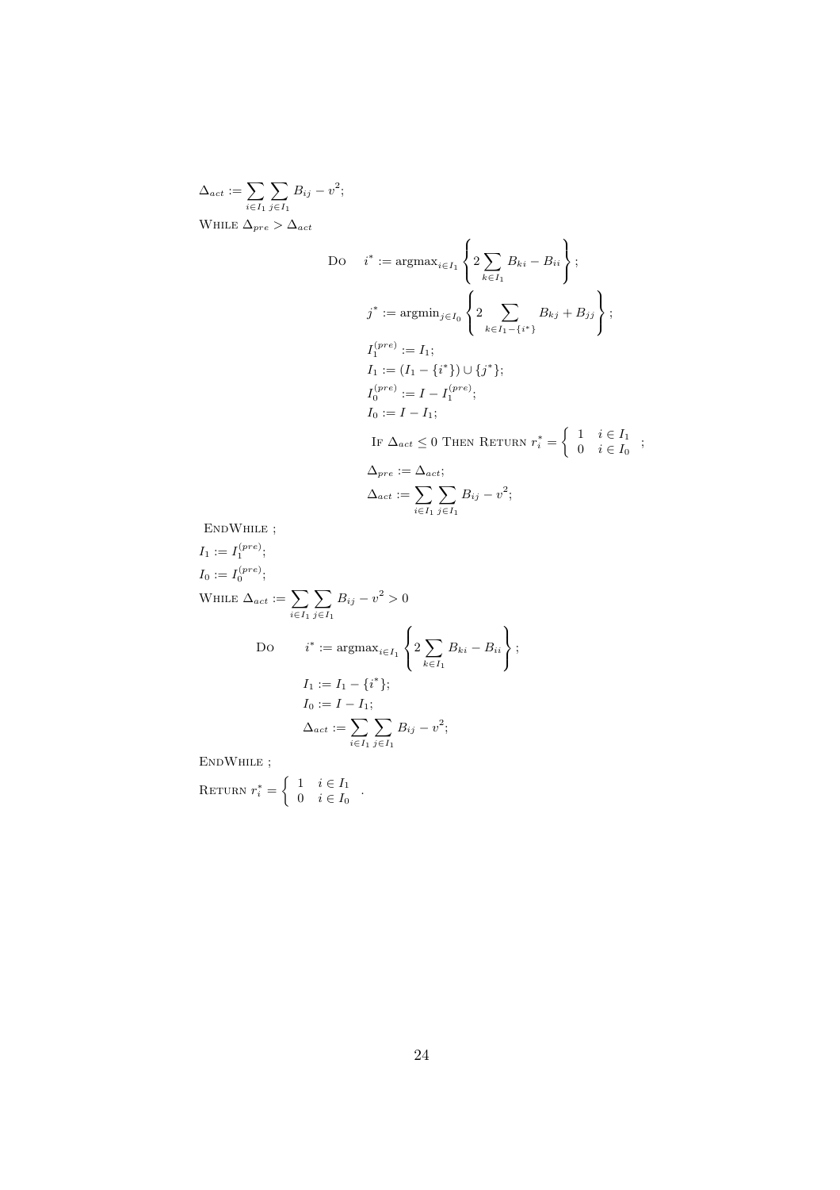$\Delta_{act} := \sum_{i \in I_1} \sum_{j \in I_1} B_{ij} - v^2;$

WHILE $\Delta_{pre} > \Delta_{act}$

$$
\text{DO} \quad i^* := \text{argmax}_{i \in I_1} \left\{ 2 \sum_{k \in I_1} B_{ki} - B_{ii} \right\};
$$

$$
j^* := \text{argmin}_{j \in I_0} \left\{ 2 \sum_{k \in I_1 - \{i^*\}} B_{kj} + B_{jj} \right\};
$$

$$
I_1^{(pre)} := I_1;
$$

$$
I_1 := (I_1 - \{i^*\}) \cup \{j^*\};
$$

$$
I_0^{(pre)} := I - I_1^{(pre)};
$$

$$
I_0 := I - I_1;
$$

$$
\text{IF } \Delta_{act} \leq 0 \text{ THEN RETURN } r_i^* = \begin{cases} 1 & i \in I_1 \\ 0 & i \in I_0 \end{cases};
$$

$$
\Delta_{pre} := \Delta_{act};
$$

$$
\Delta_{act} := \sum_{i \in I_1} \sum_{j \in I_1} B_{ij} - v^2;
$$

ENDWHILE ;

$I_1 := I_1^{(pre)};$

$I_0 := I_0^{(pre)};$

WHILE $\Delta_{act} := \sum_{i \in I_1} \sum_{j \in I_1} B_{ij} - v^2 > 0$

$$
\text{DO} \quad i^* := \text{argmax}_{i \in I_1} \left\{ 2 \sum_{k \in I_1} B_{ki} - B_{ii} \right\};
$$

$$
I_1 := I_1 - \{i^*\};
$$

$$
I_0 := I - I_1;
$$

$$
\Delta_{act} := \sum_{i \in I_1} \sum_{j \in I_1} B_{ij} - v^2;
$$

ENDWHILE ;

RETURN $r_i^* = \begin{cases} 1 & i \in I_1 \\ 0 & i \in I_0 \end{cases}$ .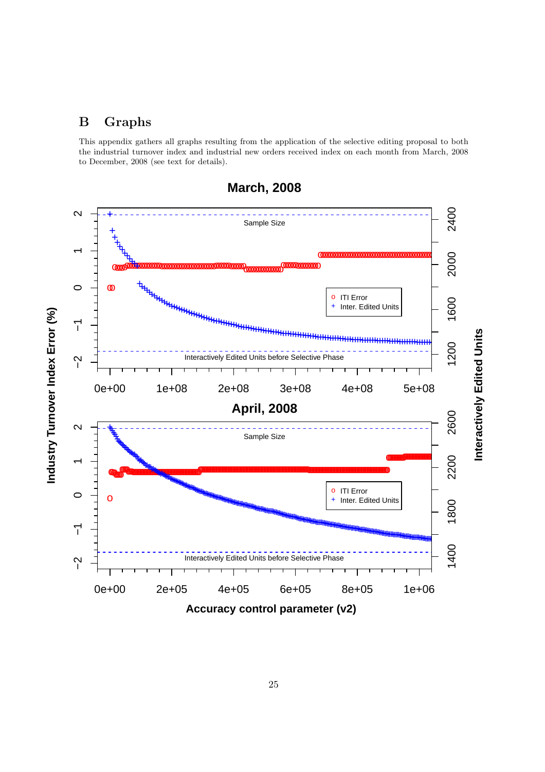## B Graphs

This appendix gathers all graphs resulting from the application of the selective editing proposal to both the industrial turnover index and industrial new orders received index on each month from March, 2008 to December, 2008 (see text for details).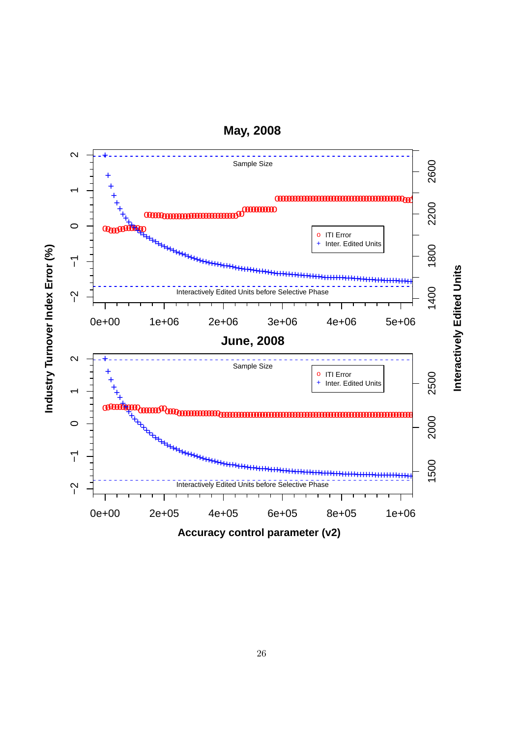**May, 2008**

Sample Size

ITI Error

Inter. Edited Units

Interactively Edited Units before Selective Phase

**June, 2008**

Sample Size

ITI Error

Inter. Edited Units

Interactively Edited Units before Selective Phase

**Industry Turnover Index Error (%)**

**Interactively Edited Units**

**Accuracy control parameter (v2)**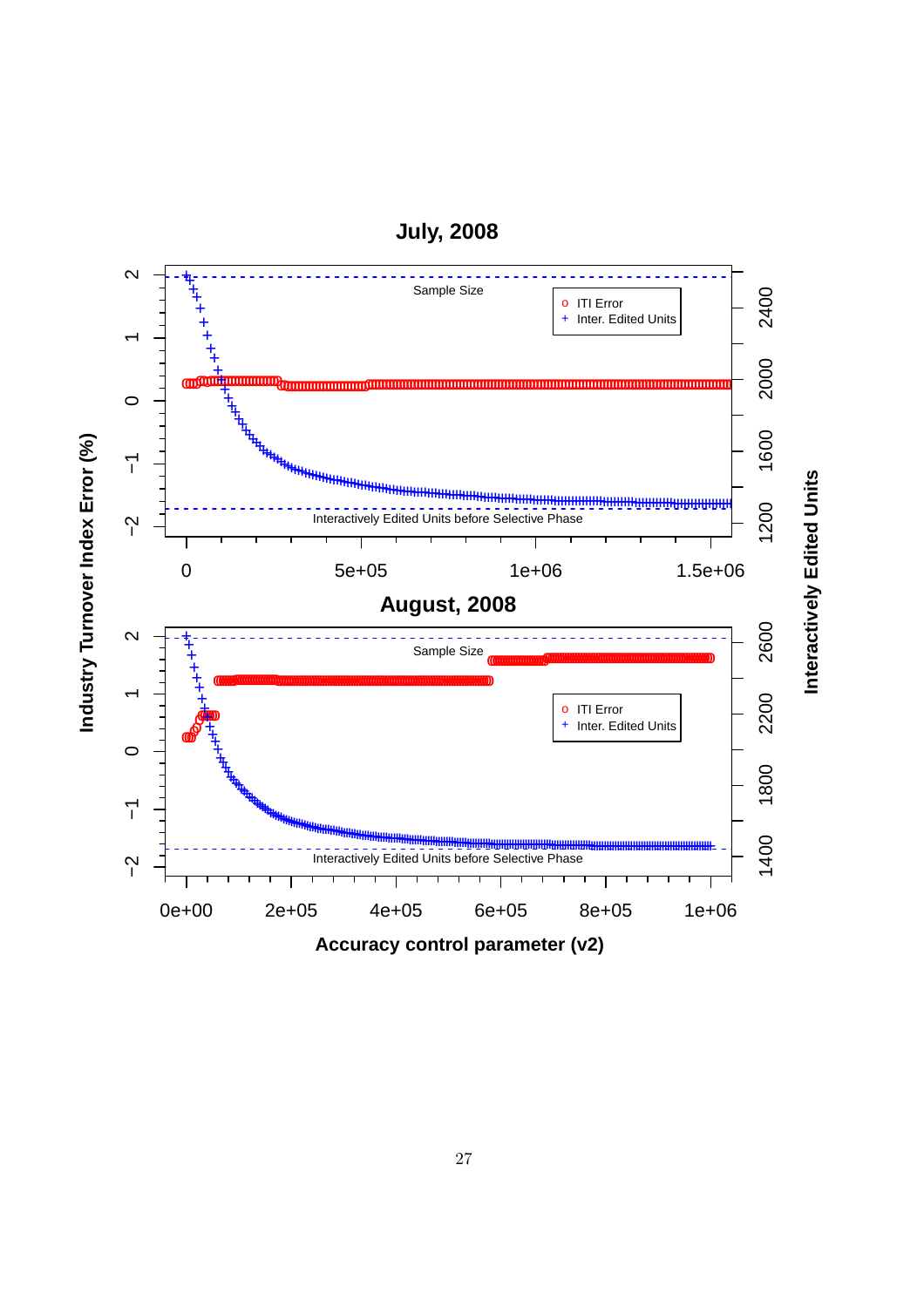## July, 2008

Sample Size

ITI Error

Inter. Edited Units

Interactively Edited Units before Selective Phase

## August, 2008

Sample Size

ITI Error

Inter. Edited Units

Interactively Edited Units before Selective Phase

Industry Turnover Index Error (%)

Interactively Edited Units

Accuracy control parameter (v2)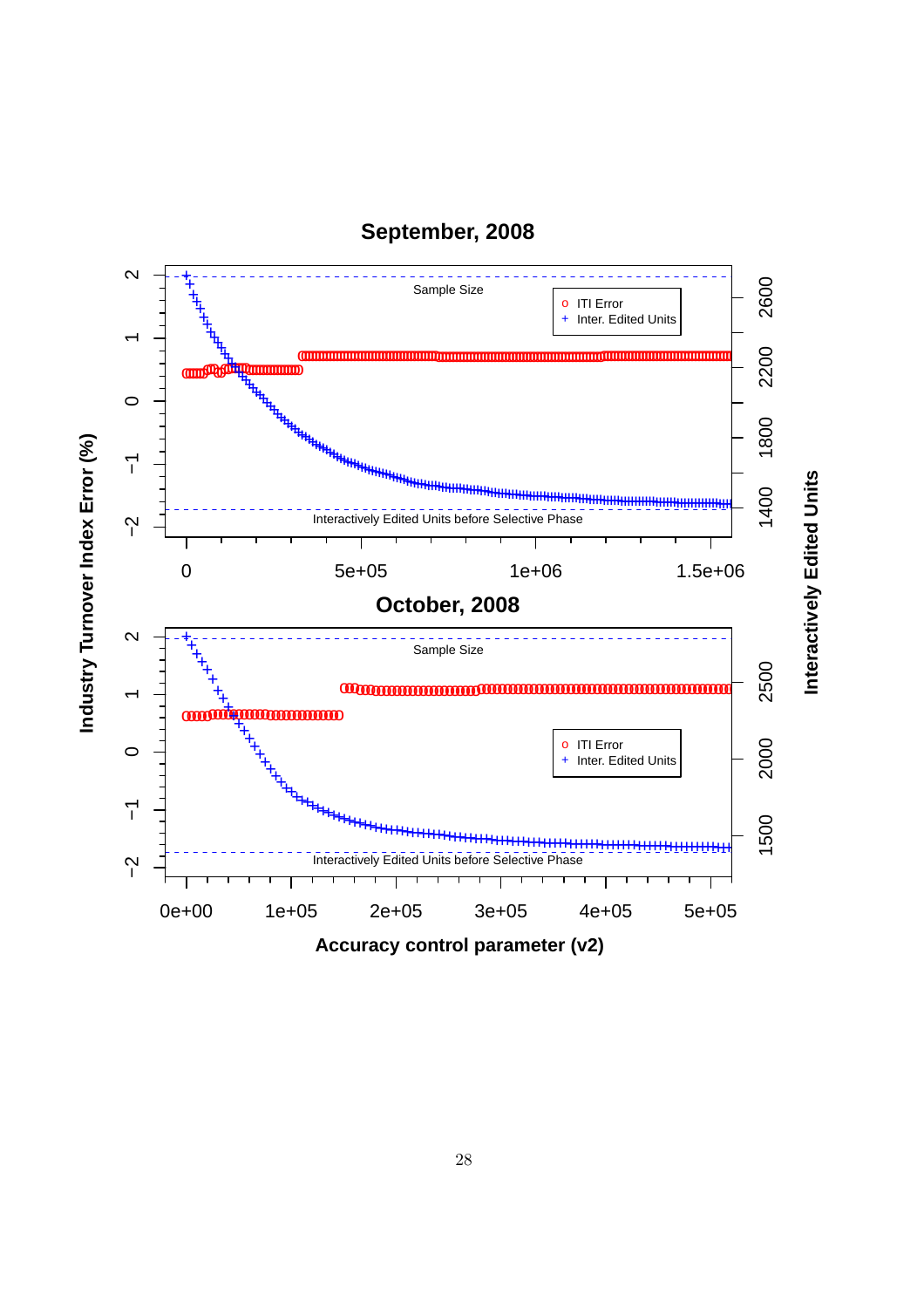**September, 2008**

Sample Size

o ITI Error
+ Inter. Edited Units

Interactively Edited Units before Selective Phase

**October, 2008**

Sample Size

o ITI Error
+ Inter. Edited Units

Interactively Edited Units before Selective Phase

**Industry Turnover Index Error (%)**

**Interactively Edited Units**

**Accuracy control parameter (v2)**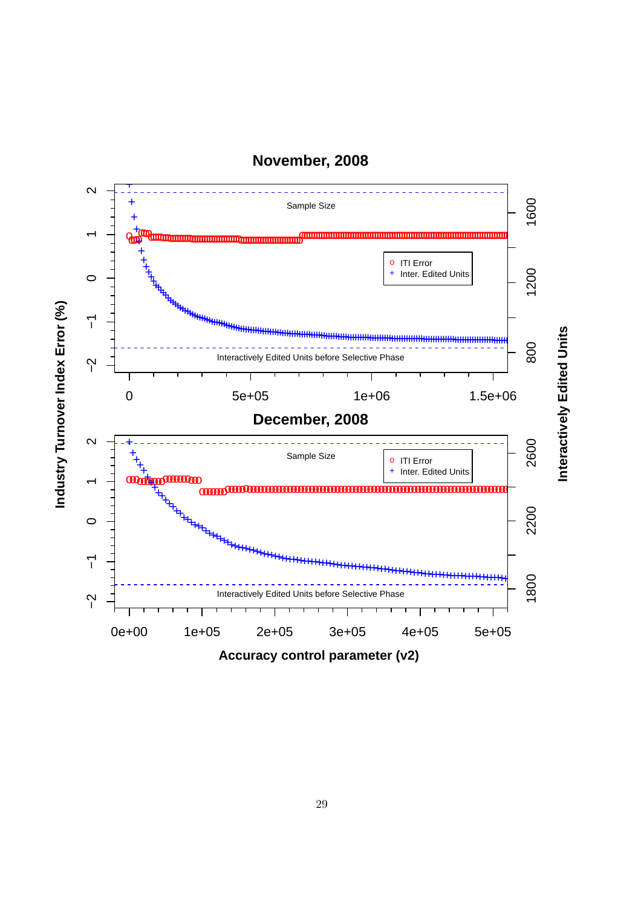## November, 2008

Industry Turnover Index Error (%)

Interactively Edited Units

Sample Size

ITI Error

Inter. Edited Units

Interactively Edited Units before Selective Phase

## December, 2008

Sample Size

ITI Error

Inter. Edited Units

Interactively Edited Units before Selective Phase

Accuracy control parameter (v2)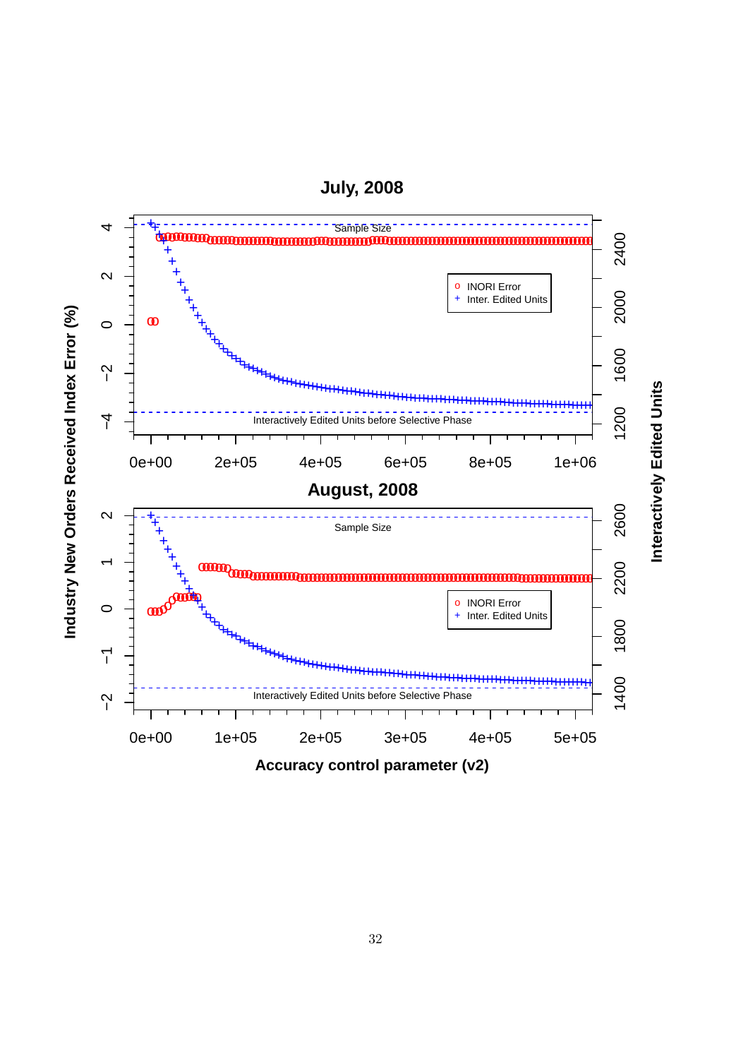**July, 2008**

Sample Size

Interactively Edited Units before Selective Phase

o INORI Error
+ Inter. Edited Units

**August, 2008**

Sample Size

Interactively Edited Units before Selective Phase

o INORI Error
+ Inter. Edited Units

**Industry New Orders Received Index Error (%)**

**Interactively Edited Units**

**Accuracy control parameter (v2)**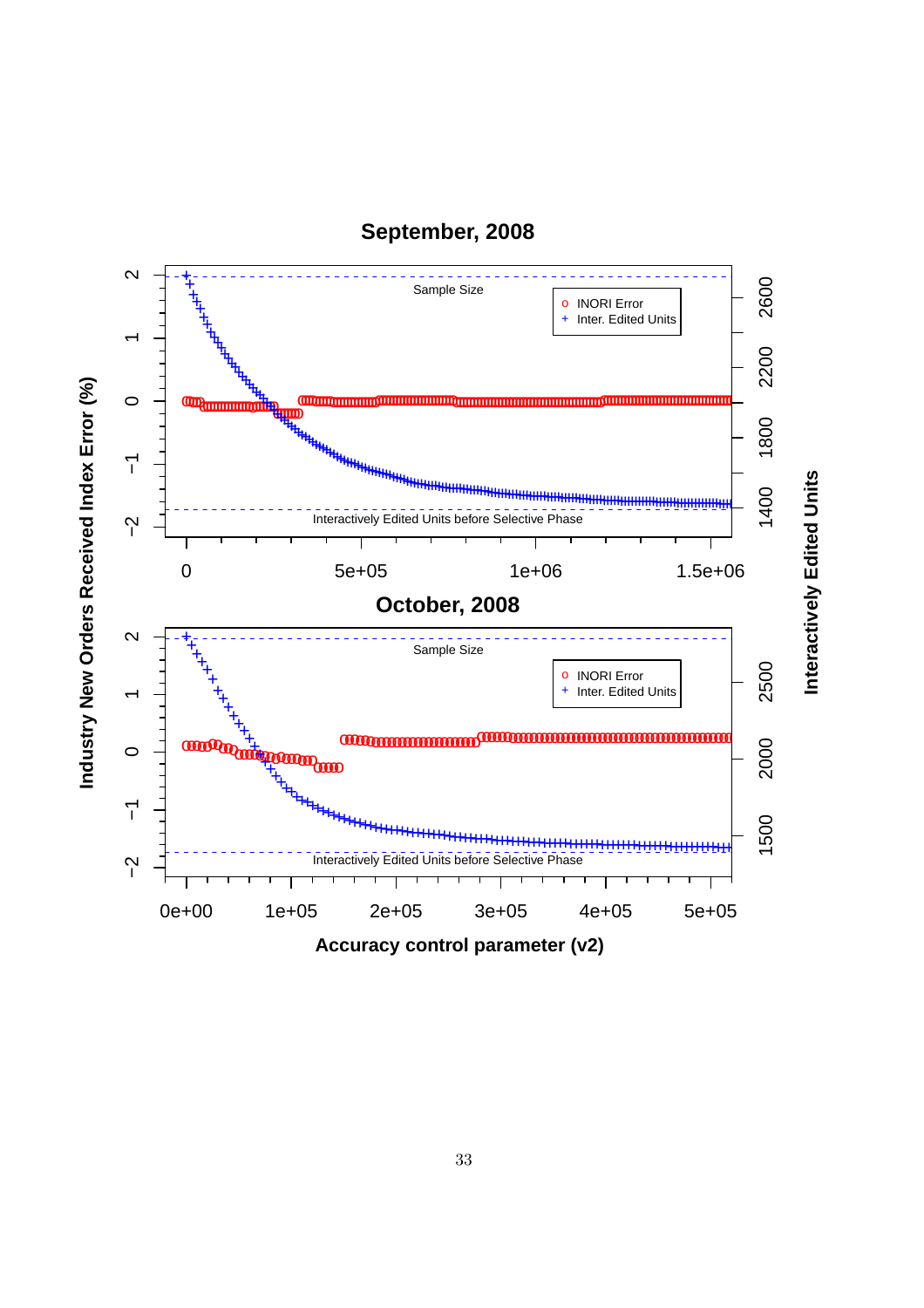## September, 2008

Sample Size

o INORI Error
+ Inter. Edited Units

Interactively Edited Units before Selective Phase

## October, 2008

Sample Size

o INORI Error
+ Inter. Edited Units

Interactively Edited Units before Selective Phase

Industry New Orders Received Index Error (%)

Interactively Edited Units

Accuracy control parameter (v2)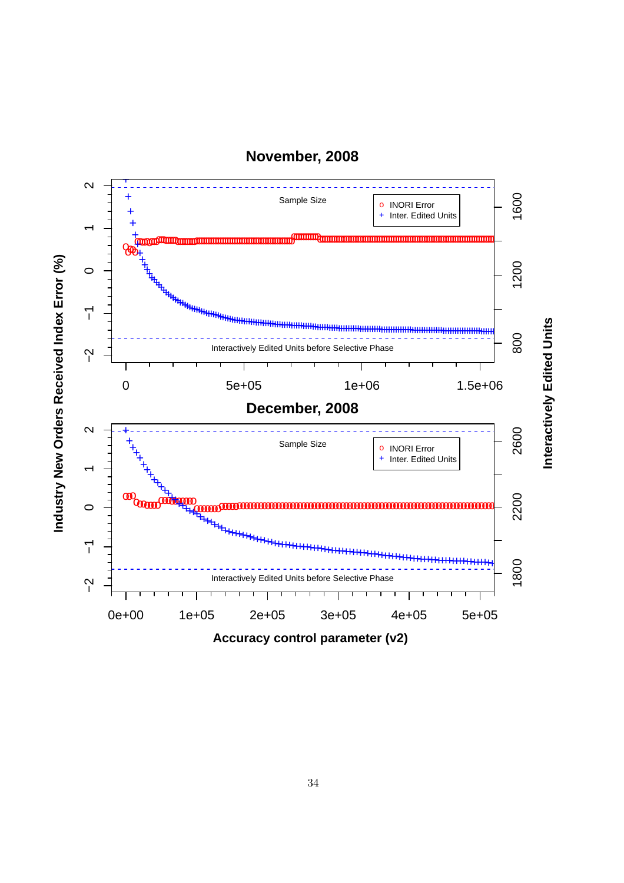**November, 2008**

Sample Size

o INORI Error
+ Inter. Edited Units

Interactively Edited Units before Selective Phase

**December, 2008**

Sample Size

o INORI Error
+ Inter. Edited Units

Interactively Edited Units before Selective Phase

**Industry New Orders Received Index Error (%)**

**Interactively Edited Units**

**Accuracy control parameter (v2)**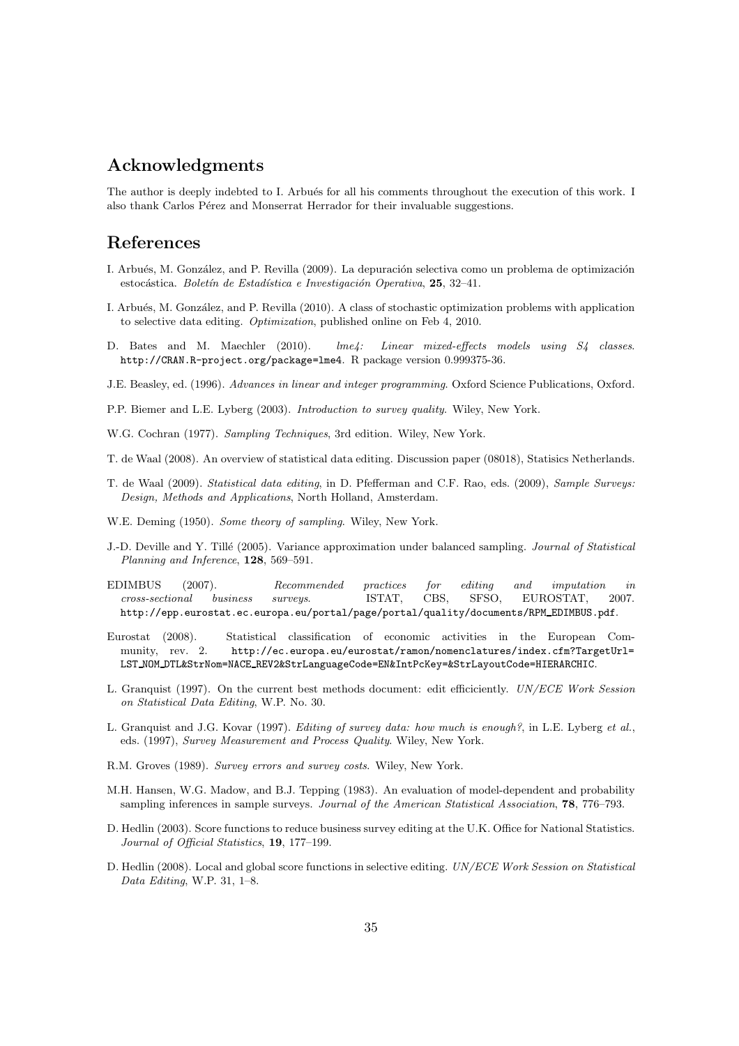## Acknowledgments

The author is deeply indebted to I. Arbués for all his comments throughout the execution of this work. I also thank Carlos Pérez and Monserrat Herrador for their invaluable suggestions.

## References

I. Arbués, M. González, and P. Revilla (2009). La depuración selectiva como un problema de optimización estocástica. *Boletín de Estadística e Investigación Operativa*, **25**, 32–41.

I. Arbués, M. González, and P. Revilla (2010). A class of stochastic optimization problems with application to selective data editing. *Optimization*, published online on Feb 4, 2010.

D. Bates and M. Maechler (2010). *lme4: Linear mixed-effects models using S4 classes*. http://CRAN.R-project.org/package=lme4. R package version 0.999375-36.

J.E. Beasley, ed. (1996). *Advances in linear and integer programming*. Oxford Science Publications, Oxford.

P.P. Biemer and L.E. Lyberg (2003). *Introduction to survey quality*. Wiley, New York.

W.G. Cochran (1977). *Sampling Techniques*, 3rd edition. Wiley, New York.

T. de Waal (2008). An overview of statistical data editing. Discussion paper (08018), Statisics Netherlands.

T. de Waal (2009). *Statistical data editing*, in D. Pfefferman and C.F. Rao, eds. (2009), *Sample Surveys: Design, Methods and Applications*, North Holland, Amsterdam.

W.E. Deming (1950). *Some theory of sampling*. Wiley, New York.

J.-D. Deville and Y. Tillé (2005). Variance approximation under balanced sampling. *Journal of Statistical Planning and Inference*, **128**, 569–591.

EDIMBUS (2007). *Recommended practices for editing and imputation in cross-sectional business surveys*. ISTAT, CBS, SFSO, EUROSTAT, 2007. http://epp.eurostat.ec.europa.eu/portal/page/portal/quality/documents/RPM_EDIMBUS.pdf.

Eurostat (2008). Statistical classification of economic activities in the European Community, rev. 2. http://ec.europa.eu/eurostat/ramon/nomenclatures/index.cfm?TargetUrl=LST_NOM_DTL&StrNom=NACE_REV2&StrLanguageCode=EN&IntPcKey=&StrLayoutCode=HIERARCHIC.

L. Granquist (1997). On the current best methods document: edit efficiciently. *UN/ECE Work Session on Statistical Data Editing*, W.P. No. 30.

L. Granquist and J.G. Kovar (1997). *Editing of survey data: how much is enough?*, in L.E. Lyberg *et al.*, eds. (1997), *Survey Measurement and Process Quality*. Wiley, New York.

R.M. Groves (1989). *Survey errors and survey costs*. Wiley, New York.

M.H. Hansen, W.G. Madow, and B.J. Tepping (1983). An evaluation of model-dependent and probability sampling inferences in sample surveys. *Journal of the American Statistical Association*, **78**, 776–793.

D. Hedlin (2003). Score functions to reduce business survey editing at the U.K. Office for National Statistics. *Journal of Official Statistics*, **19**, 177–199.

D. Hedlin (2008). Local and global score functions in selective editing. *UN/ECE Work Session on Statistical Data Editing*, W.P. 31, 1–8.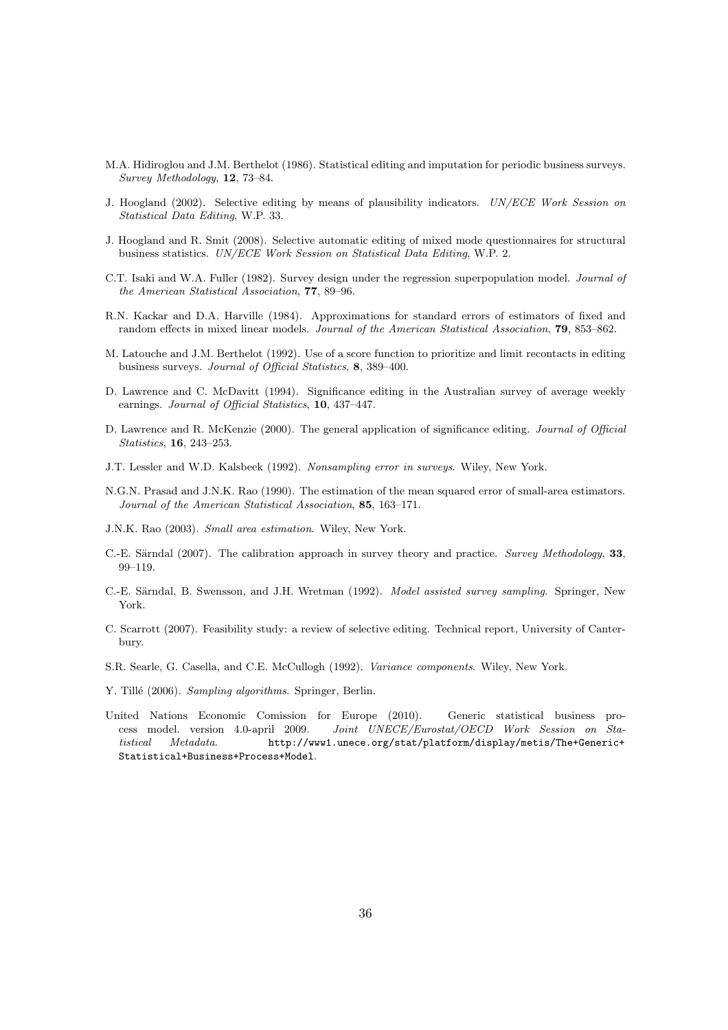M.A. Hidiroglou and J.M. Berthelot (1986). Statistical editing and imputation for periodic business surveys. *Survey Methodology*, **12**, 73–84.

J. Hoogland (2002). Selective editing by means of plausibility indicators. *UN/ECE Work Session on Statistical Data Editing*, W.P. 33.

J. Hoogland and R. Smit (2008). Selective automatic editing of mixed mode questionnaires for structural business statistics. *UN/ECE Work Session on Statistical Data Editing*, W.P. 2.

C.T. Isaki and W.A. Fuller (1982). Survey design under the regression superpopulation model. *Journal of the American Statistical Association*, **77**, 89–96.

R.N. Kackar and D.A. Harville (1984). Approximations for standard errors of estimators of fixed and random effects in mixed linear models. *Journal of the American Statistical Association*, **79**, 853–862.

M. Latouche and J.M. Berthelot (1992). Use of a score function to prioritize and limit recontacts in editing business surveys. *Journal of Official Statistics*, **8**, 389–400.

D. Lawrence and C. McDavitt (1994). Significance editing in the Australian survey of average weekly earnings. *Journal of Official Statistics*, **10**, 437–447.

D. Lawrence and R. McKenzie (2000). The general application of significance editing. *Journal of Official Statistics*, **16**, 243–253.

J.T. Lessler and W.D. Kalsbeek (1992). *Nonsampling error in surveys*. Wiley, New York.

N.G.N. Prasad and J.N.K. Rao (1990). The estimation of the mean squared error of small-area estimators. *Journal of the American Statistical Association*, **85**, 163–171.

J.N.K. Rao (2003). *Small area estimation*. Wiley, New York.

C.-E. Särndal (2007). The calibration approach in survey theory and practice. *Survey Methodology*, **33**, 99–119.

C.-E. Särndal, B. Swensson, and J.H. Wretman (1992). *Model assisted survey sampling*. Springer, New York.

C. Scarrott (2007). Feasibility study: a review of selective editing. Technical report, University of Canterbury.

S.R. Searle, G. Casella, and C.E. McCullogh (1992). *Variance components*. Wiley, New York.

Y. Tillé (2006). *Sampling algorithms*. Springer, Berlin.

United Nations Economic Comission for Europe (2010). Generic statistical business process model. version 4.0-april 2009. *Joint UNECE/Eurostat/OECD Work Session on Statistical Metadata*. http://www1.unece.org/stat/platform/display/metis/The+Generic+Statistical+Business+Process+Model.